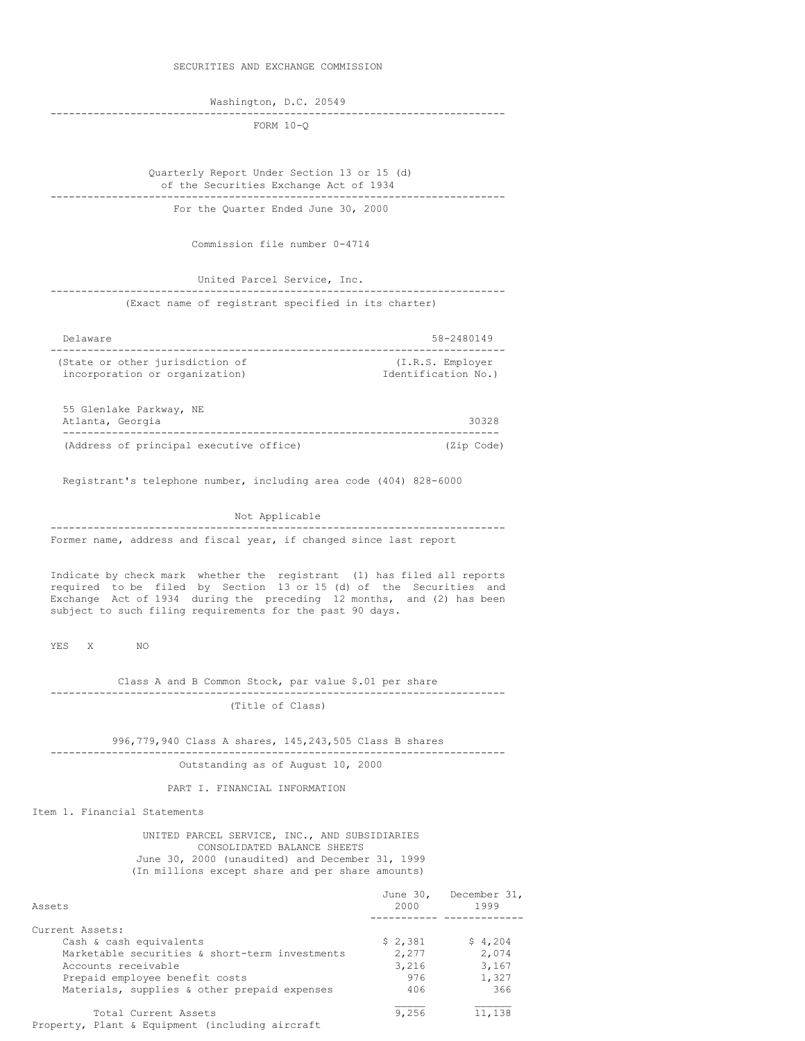SECURITIES AND EXCHANGE COMMISSION

Washington, D.C. 20549

---

FORM 10-Q

Quarterly Report Under Section 13 or 15 (d)
of the Securities Exchange Act of 1934

---

For the Quarter Ended June 30, 2000

Commission file number 0-4714

United Parcel Service, Inc.

---

(Exact name of registrant specified in its charter)

| Delaware | 58-2480149 |
|---|---|
| (State or other jurisdiction of incorporation or organization) | (I.R.S. Employer Identification No.) |

| 55 Glenlake Parkway, NE Atlanta, Georgia | 30328 |
|---|---|
| (Address of principal executive office) | (Zip Code) |

Registrant's telephone number, including area code (404) 828-6000

Not Applicable

---

Former name, address and fiscal year, if changed since last report

Indicate by check mark whether the registrant (1) has filed all reports required to be filed by Section 13 or 15 (d) of the Securities and Exchange Act of 1934 during the preceding 12 months, and (2) has been subject to such filing requirements for the past 90 days.

YES X NO

Class A and B Common Stock, par value $.01 per share

---

(Title of Class)

996,779,940 Class A shares, 145,243,505 Class B shares

---

Outstanding as of August 10, 2000

PART I. FINANCIAL INFORMATION

Item 1. Financial Statements

UNITED PARCEL SERVICE, INC., AND SUBSIDIARIES
CONSOLIDATED BALANCE SHEETS
June 30, 2000 (unaudited) and December 31, 1999
(In millions except share and per share amounts)

| Assets | June 30, 2000 | December 31, 1999 |
|---|---|---|
| Current Assets: | | |
| Cash & cash equivalents | $ 2,381 | $ 4,204 |
| Marketable securities & short-term investments | 2,277 | 2,074 |
| Accounts receivable | 3,216 | 3,167 |
| Prepaid employee benefit costs | 976 | 1,327 |
| Materials, supplies & other prepaid expenses | 406 | 366 |
| Total Current Assets | 9,256 | 11,138 |

Property, Plant & Equipment (including aircraft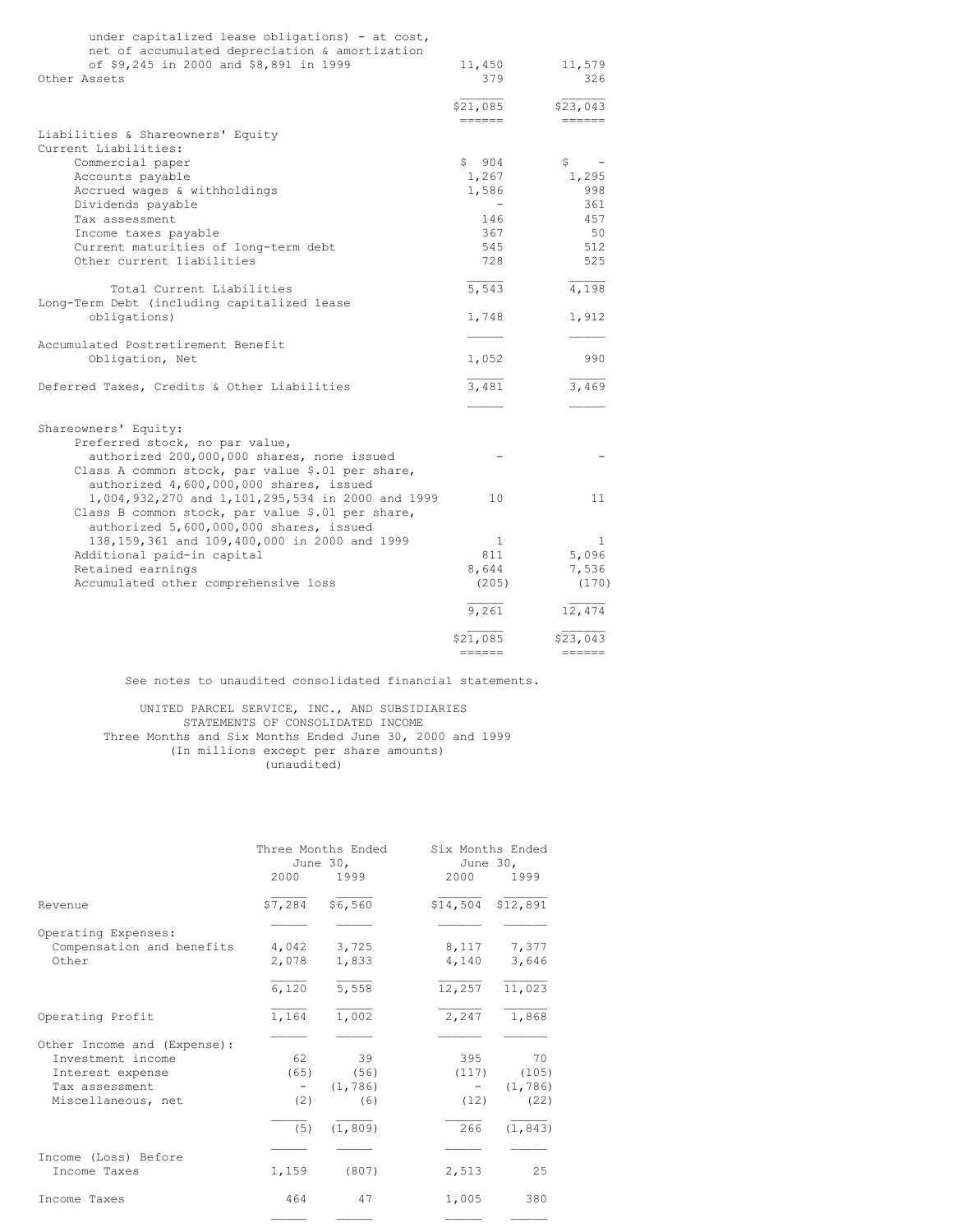| | 2000 | 1999 |
|---|---|---|
| under capitalized lease obligations) - at cost, net of accumulated depreciation & amortization of $9,245 in 2000 and $8,891 in 1999 | 11,450 | 11,579 |
| Other Assets | 379 | 326 |
| | $21,085 | $23,043 |
| **Liabilities & Shareowners' Equity** | | |
| Current Liabilities: | | |
| Commercial paper | $ 904 | $ - |
| Accounts payable | 1,267 | 1,295 |
| Accrued wages & withholdings | 1,586 | 998 |
| Dividends payable | - | 361 |
| Tax assessment | 146 | 457 |
| Income taxes payable | 367 | 50 |
| Current maturities of long-term debt | 545 | 512 |
| Other current liabilities | 728 | 525 |
| Total Current Liabilities | 5,543 | 4,198 |
| Long-Term Debt (including capitalized lease obligations) | 1,748 | 1,912 |
| Accumulated Postretirement Benefit Obligation, Net | 1,052 | 990 |
| Deferred Taxes, Credits & Other Liabilities | 3,481 | 3,469 |
| Shareowners' Equity: | | |
| Preferred stock, no par value, authorized 200,000,000 shares, none issued | - | - |
| Class A common stock, par value $.01 per share, authorized 4,600,000,000 shares, issued 1,004,932,270 and 1,101,295,534 in 2000 and 1999 | 10 | 11 |
| Class B common stock, par value $.01 per share, authorized 5,600,000,000 shares, issued 138,159,361 and 109,400,000 in 2000 and 1999 | 1 | 1 |
| Additional paid-in capital | 811 | 5,096 |
| Retained earnings | 8,644 | 7,536 |
| Accumulated other comprehensive loss | (205) | (170) |
| | 9,261 | 12,474 |
| | $21,085 | $23,043 |

See notes to unaudited consolidated financial statements.

UNITED PARCEL SERVICE, INC., AND SUBSIDIARIES
STATEMENTS OF CONSOLIDATED INCOME
Three Months and Six Months Ended June 30, 2000 and 1999
(In millions except per share amounts)
(unaudited)

| | Three Months Ended June 30, | | Six Months Ended June 30, | |
|---|---|---|---|---|
| | 2000 | 1999 | 2000 | 1999 |
| Revenue | $7,284 | $6,560 | $14,504 | $12,891 |
| Operating Expenses: | | | | |
| Compensation and benefits | 4,042 | 3,725 | 8,117 | 7,377 |
| Other | 2,078 | 1,833 | 4,140 | 3,646 |
| | 6,120 | 5,558 | 12,257 | 11,023 |
| Operating Profit | 1,164 | 1,002 | 2,247 | 1,868 |
| Other Income and (Expense): | | | | |
| Investment income | 62 | 39 | 395 | 70 |
| Interest expense | (65) | (56) | (117) | (105) |
| Tax assessment | - | (1,786) | - | (1,786) |
| Miscellaneous, net | (2) | (6) | (12) | (22) |
| | (5) | (1,809) | 266 | (1,843) |
| Income (Loss) Before Income Taxes | 1,159 | (807) | 2,513 | 25 |
| Income Taxes | 464 | 47 | 1,005 | 380 |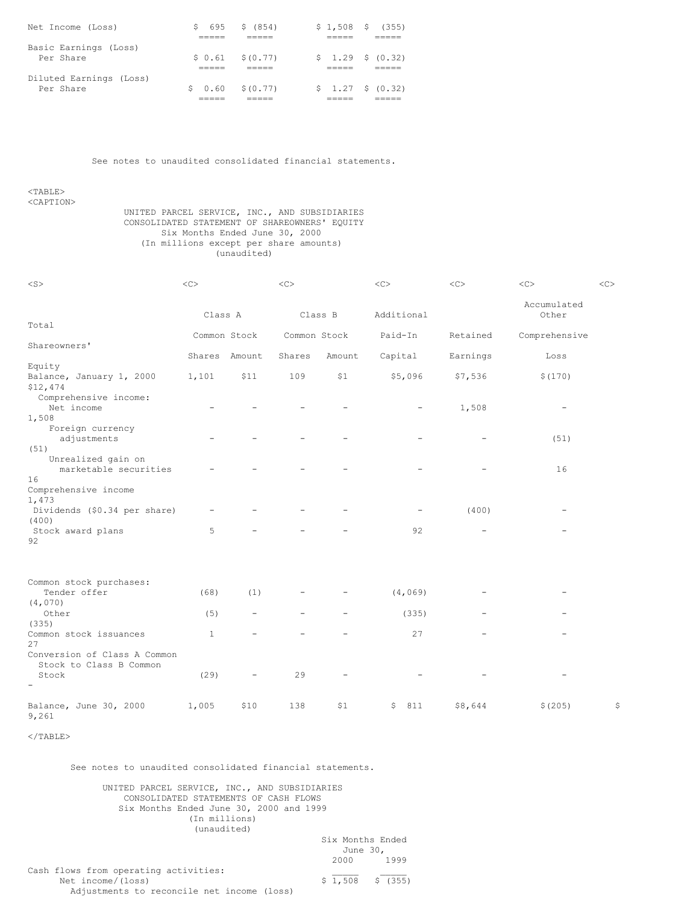| | | | | |
|---|---|---|---|---|
| Net Income (Loss) | $ 695 | $ (854) | $ 1,508 | $ (355) |
| Basic Earnings (Loss) Per Share | $ 0.61 | $ (0.77) | $ 1.29 | $ (0.32) |
| Diluted Earnings (Loss) Per Share | $ 0.60 | $ (0.77) | $ 1.27 | $ (0.32) |

See notes to unaudited consolidated financial statements.

UNITED PARCEL SERVICE, INC., AND SUBSIDIARIES
CONSOLIDATED STATEMENT OF SHAREOWNERS' EQUITY
Six Months Ended June 30, 2000
(In millions except per share amounts)
(unaudited)

| | Class A Common Stock | | Class B Common Stock | | Additional Paid-In | Retained | Accumulated Other Comprehensive | Total Shareowners' |
|---|---|---|---|---|---|---|---|---|
| | Shares | Amount | Shares | Amount | Capital | Earnings | Loss | Equity |
| Balance, January 1, 2000 | 1,101 | $11 | 109 | $1 | $5,096 | $7,536 | $(170) | $12,474 |
| Comprehensive income: | | | | | | | | |
| Net income | - | - | - | - | - | 1,508 | - | 1,508 |
| Foreign currency adjustments | - | - | - | - | - | - | (51) | (51) |
| Unrealized gain on marketable securities | - | - | - | - | - | - | 16 | 16 |
| Comprehensive income | | | | | | | | 1,473 |
| Dividends ($0.34 per share) | - | - | - | - | - | (400) | - | (400) |
| Stock award plans | 5 | - | - | - | 92 | - | - | 92 |
| Common stock purchases: | | | | | | | | |
| Tender offer | (68) | (1) | - | - | (4,069) | - | - | (4,070) |
| Other | (5) | - | - | - | (335) | - | - | (335) |
| Common stock issuances | 1 | - | - | - | 27 | - | - | 27 |
| Conversion of Class A Common Stock to Class B Common Stock | (29) | - | 29 | - | - | - | - | - |
| Balance, June 30, 2000 | 1,005 | $10 | 138 | $1 | $ 811 | $8,644 | $(205) | $ 9,261 |

See notes to unaudited consolidated financial statements.

UNITED PARCEL SERVICE, INC., AND SUBSIDIARIES
CONSOLIDATED STATEMENTS OF CASH FLOWS
Six Months Ended June 30, 2000 and 1999
(In millions)
(unaudited)

| | Six Months Ended June 30, 2000 | 1999 |
|---|---|---|
| Cash flows from operating activities: | | |
| Net income/(loss) | $ 1,508 | $ (355) |
| Adjustments to reconcile net income (loss) | | |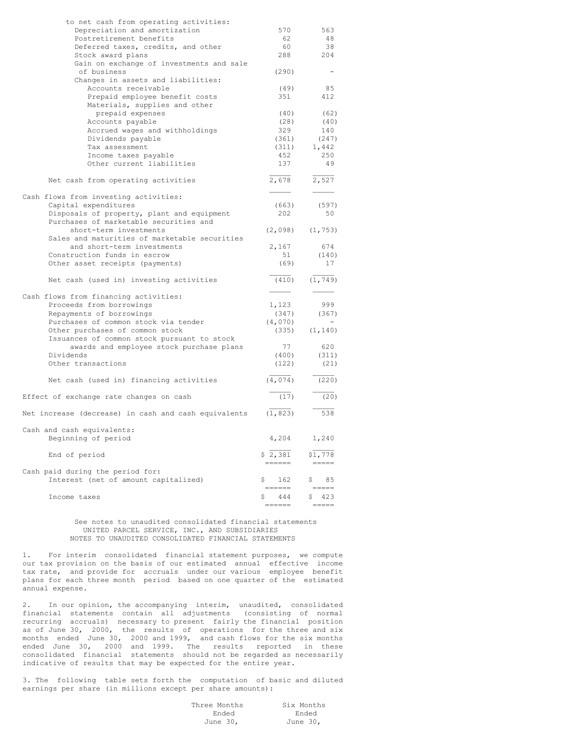| | 2000 | 1999 |
|---|---|---|
| to net cash from operating activities: | | |
| Depreciation and amortization | 570 | 563 |
| Postretirement benefits | 62 | 48 |
| Deferred taxes, credits, and other | 60 | 38 |
| Stock award plans | 288 | 204 |
| Gain on exchange of investments and sale of business | (290) | - |
| Changes in assets and liabilities: | | |
| Accounts receivable | (49) | 85 |
| Prepaid employee benefit costs | 351 | 412 |
| Materials, supplies and other prepaid expenses | (40) | (62) |
| Accounts payable | (28) | (40) |
| Accrued wages and withholdings | 329 | 140 |
| Dividends payable | (361) | (247) |
| Tax assessment | (311) | 1,442 |
| Income taxes payable | 452 | 250 |
| Other current liabilities | 137 | 49 |
| Net cash from operating activities | 2,678 | 2,527 |
| Cash flows from investing activities: | | |
| Capital expenditures | (663) | (597) |
| Disposals of property, plant and equipment | 202 | 50 |
| Purchases of marketable securities and short-term investments | (2,098) | (1,753) |
| Sales and maturities of marketable securities and short-term investments | 2,167 | 674 |
| Construction funds in escrow | 51 | (140) |
| Other asset receipts (payments) | (69) | 17 |
| Net cash (used in) investing activities | (410) | (1,749) |
| Cash flows from financing activities: | | |
| Proceeds from borrowings | 1,123 | 999 |
| Repayments of borrowings | (347) | (367) |
| Purchases of common stock via tender | (4,070) | - |
| Other purchases of common stock | (335) | (1,140) |
| Issuances of common stock pursuant to stock awards and employee stock purchase plans | 77 | 620 |
| Dividends | (400) | (311) |
| Other transactions | (122) | (21) |
| Net cash (used in) financing activities | (4,074) | (220) |
| Effect of exchange rate changes on cash | (17) | (20) |
| Net increase (decrease) in cash and cash equivalents | (1,823) | 538 |
| Cash and cash equivalents: | | |
| Beginning of period | 4,204 | 1,240 |
| End of period | $ 2,381 | $1,778 |
| Cash paid during the period for: | | |
| Interest (net of amount capitalized) | $ 162 | $ 85 |
| Income taxes | $ 444 | $ 423 |

See notes to unaudited consolidated financial statements

UNITED PARCEL SERVICE, INC., AND SUBSIDIARIES
NOTES TO UNAUDITED CONSOLIDATED FINANCIAL STATEMENTS

1. For interim consolidated financial statement purposes, we compute our tax provision on the basis of our estimated annual effective income tax rate, and provide for accruals under our various employee benefit plans for each three month period based on one quarter of the estimated annual expense.

2. In our opinion, the accompanying interim, unaudited, consolidated financial statements contain all adjustments (consisting of normal recurring accruals) necessary to present fairly the financial position as of June 30, 2000, the results of operations for the three and six months ended June 30, 2000 and 1999, and cash flows for the six months ended June 30, 2000 and 1999. The results reported in these consolidated financial statements should not be regarded as necessarily indicative of results that may be expected for the entire year.

3. The following table sets forth the computation of basic and diluted earnings per share (in millions except per share amounts):

| | Three Months Ended June 30, | Six Months Ended June 30, |
|---|---|---|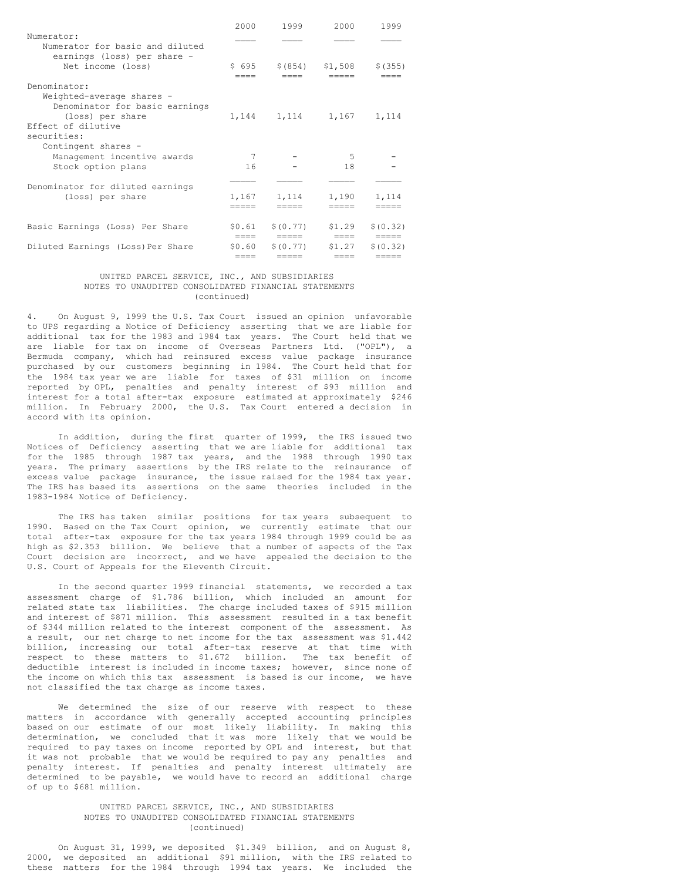| | 2000 | 1999 | 2000 | 1999 |
|---|---|---|---|---|
| Numerator: | | | | |
| Numerator for basic and diluted earnings (loss) per share - Net income (loss) | $ 695 | $ (854) | $1,508 | $ (355) |
| Denominator: | | | | |
| Weighted-average shares - Denominator for basic earnings (loss) per share | 1,144 | 1,114 | 1,167 | 1,114 |
| Effect of dilutive securities: | | | | |
| Contingent shares - Management incentive awards | 7 | - | 5 | - |
| Stock option plans | 16 | - | 18 | - |
| Denominator for diluted earnings (loss) per share | 1,167 | 1,114 | 1,190 | 1,114 |
| Basic Earnings (Loss) Per Share | $0.61 | $ (0.77) | $1.29 | $ (0.32) |
| Diluted Earnings (Loss) Per Share | $0.60 | $ (0.77) | $1.27 | $ (0.32) |

UNITED PARCEL SERVICE, INC., AND SUBSIDIARIES
NOTES TO UNAUDITED CONSOLIDATED FINANCIAL STATEMENTS
(continued)

4. On August 9, 1999 the U.S. Tax Court issued an opinion unfavorable to UPS regarding a Notice of Deficiency asserting that we are liable for additional tax for the 1983 and 1984 tax years. The Court held that we are liable for tax on income of Overseas Partners Ltd. ("OPL"), a Bermuda company, which had reinsured excess value package insurance purchased by our customers beginning in 1984. The Court held that for the 1984 tax year we are liable for taxes of $31 million on income reported by OPL, penalties and penalty interest of $93 million and interest for a total after-tax exposure estimated at approximately $246 million. In February 2000, the U.S. Tax Court entered a decision in accord with its opinion.

In addition, during the first quarter of 1999, the IRS issued two Notices of Deficiency asserting that we are liable for additional tax for the 1985 through 1987 tax years, and the 1988 through 1990 tax years. The primary assertions by the IRS relate to the reinsurance of excess value package insurance, the issue raised for the 1984 tax year. The IRS has based its assertions on the same theories included in the 1983-1984 Notice of Deficiency.

The IRS has taken similar positions for tax years subsequent to 1990. Based on the Tax Court opinion, we currently estimate that our total after-tax exposure for the tax years 1984 through 1999 could be as high as $2.353 billion. We believe that a number of aspects of the Tax Court decision are incorrect, and we have appealed the decision to the U.S. Court of Appeals for the Eleventh Circuit.

In the second quarter 1999 financial statements, we recorded a tax assessment charge of $1.786 billion, which included an amount for related state tax liabilities. The charge included taxes of $915 million and interest of $871 million. This assessment resulted in a tax benefit of $344 million related to the interest component of the assessment. As a result, our net charge to net income for the tax assessment was $1.442 billion, increasing our total after-tax reserve at that time with respect to these matters to $1.672 billion. The tax benefit of deductible interest is included in income taxes; however, since none of the income on which this tax assessment is based is our income, we have not classified the tax charge as income taxes.

We determined the size of our reserve with respect to these matters in accordance with generally accepted accounting principles based on our estimate of our most likely liability. In making this determination, we concluded that it was more likely that we would be required to pay taxes on income reported by OPL and interest, but that it was not probable that we would be required to pay any penalties and penalty interest. If penalties and penalty interest ultimately are determined to be payable, we would have to record an additional charge of up to $681 million.

UNITED PARCEL SERVICE, INC., AND SUBSIDIARIES
NOTES TO UNAUDITED CONSOLIDATED FINANCIAL STATEMENTS
(continued)

On August 31, 1999, we deposited $1.349 billion, and on August 8, 2000, we deposited an additional $91 million, with the IRS related to these matters for the 1984 through 1994 tax years. We included the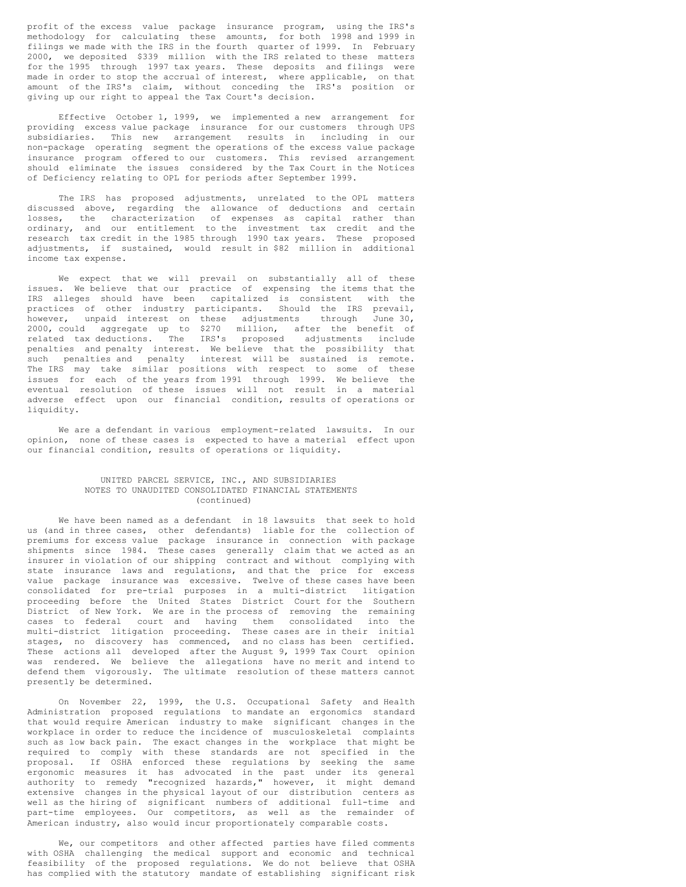profit of the excess value package insurance program, using the IRS's methodology for calculating these amounts, for both 1998 and 1999 in filings we made with the IRS in the fourth quarter of 1999. In February 2000, we deposited $339 million with the IRS related to these matters for the 1995 through 1997 tax years. These deposits and filings were made in order to stop the accrual of interest, where applicable, on that amount of the IRS's claim, without conceding the IRS's position or giving up our right to appeal the Tax Court's decision.

Effective October 1, 1999, we implemented a new arrangement for providing excess value package insurance for our customers through UPS subsidiaries. This new arrangement results in including in our non-package operating segment the operations of the excess value package insurance program offered to our customers. This revised arrangement should eliminate the issues considered by the Tax Court in the Notices of Deficiency relating to OPL for periods after September 1999.

The IRS has proposed adjustments, unrelated to the OPL matters discussed above, regarding the allowance of deductions and certain losses, the characterization of expenses as capital rather than ordinary, and our entitlement to the investment tax credit and the research tax credit in the 1985 through 1990 tax years. These proposed adjustments, if sustained, would result in $82 million in additional income tax expense.

We expect that we will prevail on substantially all of these issues. We believe that our practice of expensing the items that the IRS alleges should have been capitalized is consistent with the practices of other industry participants. Should the IRS prevail, however, unpaid interest on these adjustments through June 30, 2000, could aggregate up to $270 million, after the benefit of related tax deductions. The IRS's proposed adjustments include penalties and penalty interest. We believe that the possibility that such penalties and penalty interest will be sustained is remote. The IRS may take similar positions with respect to some of these issues for each of the years from 1991 through 1999. We believe the eventual resolution of these issues will not result in a material adverse effect upon our financial condition, results of operations or liquidity.

We are a defendant in various employment-related lawsuits. In our opinion, none of these cases is expected to have a material effect upon our financial condition, results of operations or liquidity.

UNITED PARCEL SERVICE, INC., AND SUBSIDIARIES
NOTES TO UNAUDITED CONSOLIDATED FINANCIAL STATEMENTS
(continued)

We have been named as a defendant in 18 lawsuits that seek to hold us (and in three cases, other defendants) liable for the collection of premiums for excess value package insurance in connection with package shipments since 1984. These cases generally claim that we acted as an insurer in violation of our shipping contract and without complying with state insurance laws and regulations, and that the price for excess value package insurance was excessive. Twelve of these cases have been consolidated for pre-trial purposes in a multi-district litigation proceeding before the United States District Court for the Southern District of New York. We are in the process of removing the remaining cases to federal court and having them consolidated into the multi-district litigation proceeding. These cases are in their initial stages, no discovery has commenced, and no class has been certified. These actions all developed after the August 9, 1999 Tax Court opinion was rendered. We believe the allegations have no merit and intend to defend them vigorously. The ultimate resolution of these matters cannot presently be determined.

On November 22, 1999, the U.S. Occupational Safety and Health Administration proposed regulations to mandate an ergonomics standard that would require American industry to make significant changes in the workplace in order to reduce the incidence of musculoskeletal complaints such as low back pain. The exact changes in the workplace that might be required to comply with these standards are not specified in the proposal. If OSHA enforced these regulations by seeking the same ergonomic measures it has advocated in the past under its general authority to remedy "recognized hazards," however, it might demand extensive changes in the physical layout of our distribution centers as well as the hiring of significant numbers of additional full-time and part-time employees. Our competitors, as well as the remainder of American industry, also would incur proportionately comparable costs.

We, our competitors and other affected parties have filed comments with OSHA challenging the medical support and economic and technical feasibility of the proposed regulations. We do not believe that OSHA has complied with the statutory mandate of establishing significant risk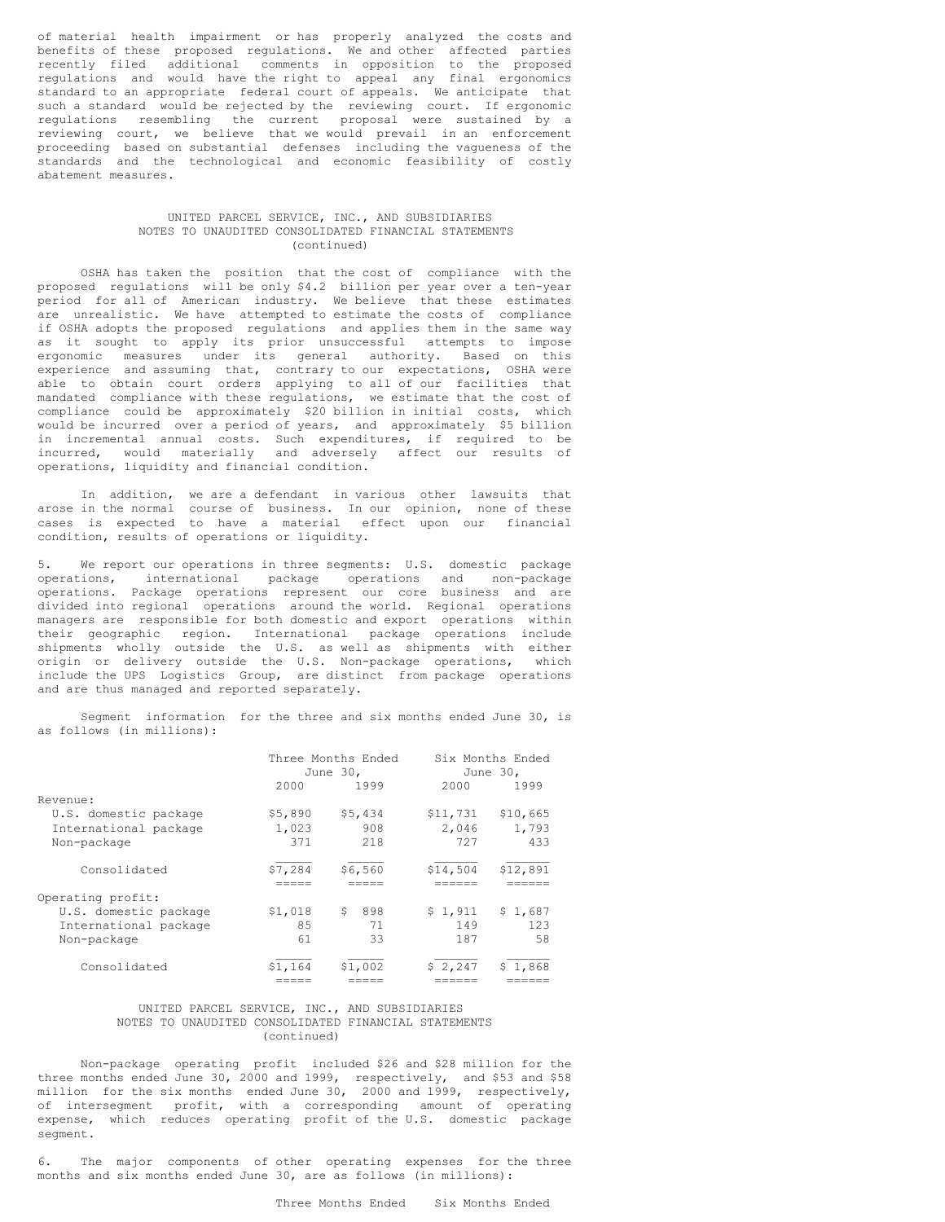of material health impairment or has properly analyzed the costs and benefits of these proposed regulations. We and other affected parties recently filed additional comments in opposition to the proposed regulations and would have the right to appeal any final ergonomics standard to an appropriate federal court of appeals. We anticipate that such a standard would be rejected by the reviewing court. If ergonomic regulations resembling the current proposal were sustained by a reviewing court, we believe that we would prevail in an enforcement proceeding based on substantial defenses including the vagueness of the standards and the technological and economic feasibility of costly abatement measures.

UNITED PARCEL SERVICE, INC., AND SUBSIDIARIES
NOTES TO UNAUDITED CONSOLIDATED FINANCIAL STATEMENTS
(continued)

OSHA has taken the position that the cost of compliance with the proposed regulations will be only $4.2 billion per year over a ten-year period for all of American industry. We believe that these estimates are unrealistic. We have attempted to estimate the costs of compliance if OSHA adopts the proposed regulations and applies them in the same way as it sought to apply its prior unsuccessful attempts to impose ergonomic measures under its general authority. Based on this experience and assuming that, contrary to our expectations, OSHA were able to obtain court orders applying to all of our facilities that mandated compliance with these regulations, we estimate that the cost of compliance could be approximately $20 billion in initial costs, which would be incurred over a period of years, and approximately $5 billion in incremental annual costs. Such expenditures, if required to be incurred, would materially and adversely affect our results of operations, liquidity and financial condition.

In addition, we are a defendant in various other lawsuits that arose in the normal course of business. In our opinion, none of these cases is expected to have a material effect upon our financial condition, results of operations or liquidity.

5. We report our operations in three segments: U.S. domestic package operations, international package operations and non-package operations. Package operations represent our core business and are divided into regional operations around the world. Regional operations managers are responsible for both domestic and export operations within their geographic region. International package operations include shipments wholly outside the U.S. as well as shipments with either origin or delivery outside the U.S. Non-package operations, which include the UPS Logistics Group, are distinct from package operations and are thus managed and reported separately.

Segment information for the three and six months ended June 30, is as follows (in millions):

| | Three Months Ended June 30, | | Six Months Ended June 30, | |
|---|---|---|---|---|
| | 2000 | 1999 | 2000 | 1999 |
| Revenue: | | | | |
| U.S. domestic package | $5,890 | $5,434 | $11,731 | $10,665 |
| International package | 1,023 | 908 | 2,046 | 1,793 |
| Non-package | 371 | 218 | 727 | 433 |
| Consolidated | $7,284 | $6,560 | $14,504 | $12,891 |
| Operating profit: | | | | |
| U.S. domestic package | $1,018 | $ 898 | $ 1,911 | $ 1,687 |
| International package | 85 | 71 | 149 | 123 |
| Non-package | 61 | 33 | 187 | 58 |
| Consolidated | $1,164 | $1,002 | $ 2,247 | $ 1,868 |

UNITED PARCEL SERVICE, INC., AND SUBSIDIARIES
NOTES TO UNAUDITED CONSOLIDATED FINANCIAL STATEMENTS
(continued)

Non-package operating profit included $26 and $28 million for the three months ended June 30, 2000 and 1999, respectively, and $53 and $58 million for the six months ended June 30, 2000 and 1999, respectively, of intersegment profit, with a corresponding amount of operating expense, which reduces operating profit of the U.S. domestic package segment.

6. The major components of other operating expenses for the three months and six months ended June 30, are as follows (in millions):

Three Months Ended Six Months Ended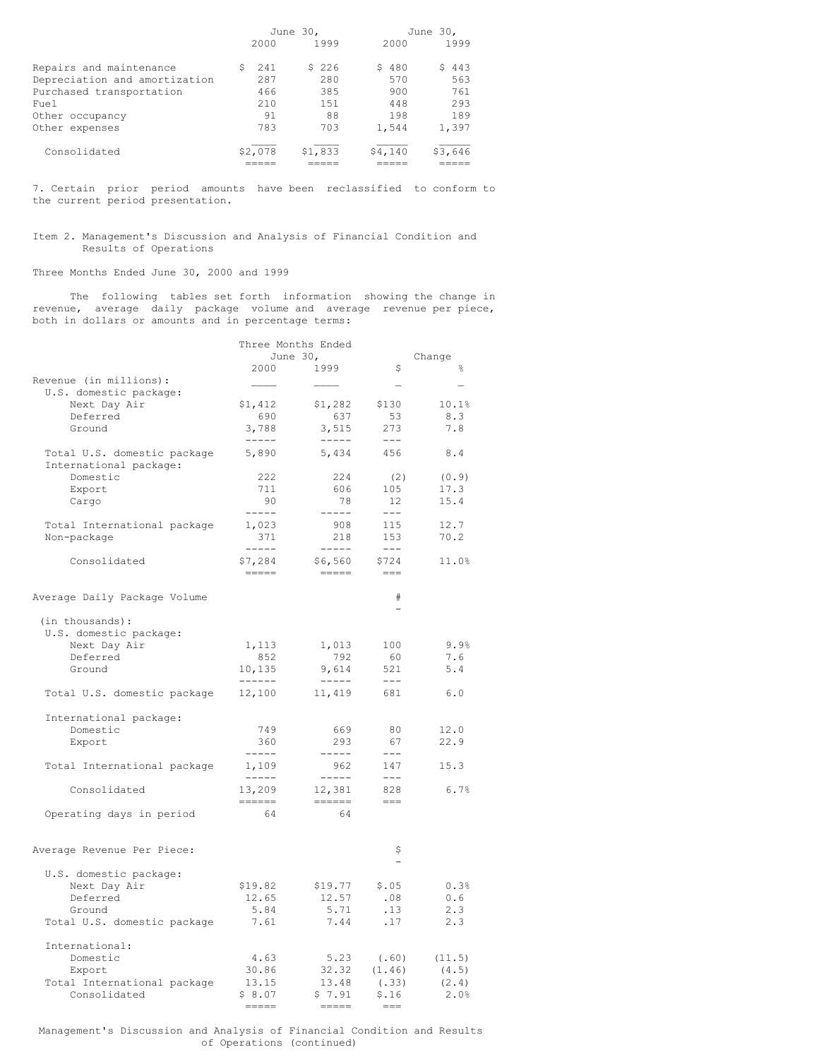| | June 30, 2000 | June 30, 1999 | June 30, 2000 | June 30, 1999 |
|---|---|---|---|---|
| Repairs and maintenance | $ 241 | $ 226 | $ 480 | $ 443 |
| Depreciation and amortization | 287 | 280 | 570 | 563 |
| Purchased transportation | 466 | 385 | 900 | 761 |
| Fuel | 210 | 151 | 448 | 293 |
| Other occupancy | 91 | 88 | 198 | 189 |
| Other expenses | 783 | 703 | 1,544 | 1,397 |
| Consolidated | $2,078 | $1,833 | $4,140 | $3,646 |

7. Certain prior period amounts have been reclassified to conform to the current period presentation.

## Item 2. Management's Discussion and Analysis of Financial Condition and Results of Operations

### Three Months Ended June 30, 2000 and 1999

The following tables set forth information showing the change in revenue, average daily package volume and average revenue per piece, both in dollars or amounts and in percentage terms:

| | Three Months Ended June 30, 2000 | 1999 | Change $ | % |
|---|---|---|---|---|
| **Revenue (in millions):** | | | | |
| U.S. domestic package: | | | | |
| Next Day Air | $1,412 | $1,282 | $130 | 10.1% |
| Deferred | 690 | 637 | 53 | 8.3 |
| Ground | 3,788 | 3,515 | 273 | 7.8 |
| Total U.S. domestic package | 5,890 | 5,434 | 456 | 8.4 |
| International package: | | | | |
| Domestic | 222 | 224 | (2) | (0.9) |
| Export | 711 | 606 | 105 | 17.3 |
| Cargo | 90 | 78 | 12 | 15.4 |
| Total International package | 1,023 | 908 | 115 | 12.7 |
| Non-package | 371 | 218 | 153 | 70.2 |
| Consolidated | $7,284 | $6,560 | $724 | 11.0% |
| | | | # | |
| **Average Daily Package Volume (in thousands):** | | | | |
| U.S. domestic package: | | | | |
| Next Day Air | 1,113 | 1,013 | 100 | 9.9% |
| Deferred | 852 | 792 | 60 | 7.6 |
| Ground | 10,135 | 9,614 | 521 | 5.4 |
| Total U.S. domestic package | 12,100 | 11,419 | 681 | 6.0 |
| International package: | | | | |
| Domestic | 749 | 669 | 80 | 12.0 |
| Export | 360 | 293 | 67 | 22.9 |
| Total International package | 1,109 | 962 | 147 | 15.3 |
| Consolidated | 13,209 | 12,381 | 828 | 6.7% |
| Operating days in period | 64 | 64 | | |
| | | | $ | |
| **Average Revenue Per Piece:** | | | | |
| U.S. domestic package: | | | | |
| Next Day Air | $19.82 | $19.77 | $.05 | 0.3% |
| Deferred | 12.65 | 12.57 | .08 | 0.6 |
| Ground | 5.84 | 5.71 | .13 | 2.3 |
| Total U.S. domestic package | 7.61 | 7.44 | .17 | 2.3 |
| International: | | | | |
| Domestic | 4.63 | 5.23 | (.60) | (11.5) |
| Export | 30.86 | 32.32 | (1.46) | (4.5) |
| Total International package | 13.15 | 13.48 | (.33) | (2.4) |
| Consolidated | $ 8.07 | $ 7.91 | $.16 | 2.0% |

Management's Discussion and Analysis of Financial Condition and Results of Operations (continued)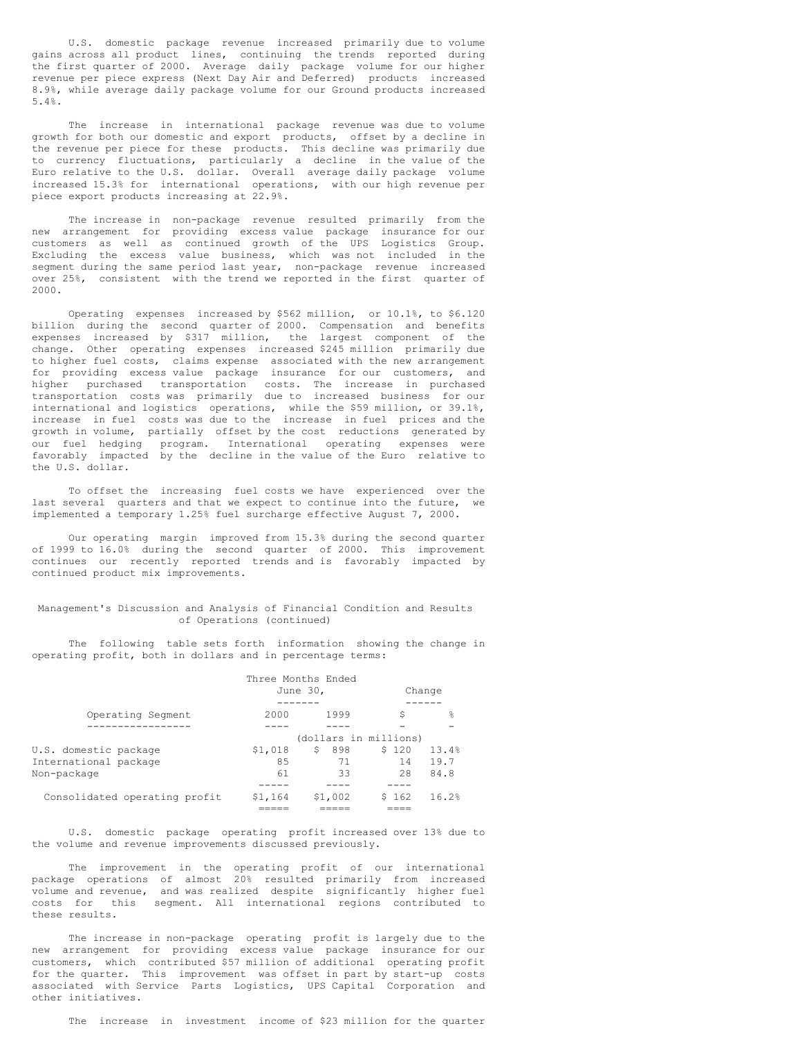U.S. domestic package revenue increased primarily due to volume gains across all product lines, continuing the trends reported during the first quarter of 2000. Average daily package volume for our higher revenue per piece express (Next Day Air and Deferred) products increased 8.9%, while average daily package volume for our Ground products increased 5.4%.

The increase in international package revenue was due to volume growth for both our domestic and export products, offset by a decline in the revenue per piece for these products. This decline was primarily due to currency fluctuations, particularly a decline in the value of the Euro relative to the U.S. dollar. Overall average daily package volume increased 15.3% for international operations, with our high revenue per piece export products increasing at 22.9%.

The increase in non-package revenue resulted primarily from the new arrangement for providing excess value package insurance for our customers as well as continued growth of the UPS Logistics Group. Excluding the excess value business, which was not included in the segment during the same period last year, non-package revenue increased over 25%, consistent with the trend we reported in the first quarter of 2000.

Operating expenses increased by $562 million, or 10.1%, to $6.120 billion during the second quarter of 2000. Compensation and benefits expenses increased by $317 million, the largest component of the change. Other operating expenses increased $245 million primarily due to higher fuel costs, claims expense associated with the new arrangement for providing excess value package insurance for our customers, and higher purchased transportation costs. The increase in purchased transportation costs was primarily due to increased business for our international and logistics operations, while the $59 million, or 39.1%, increase in fuel costs was due to the increase in fuel prices and the growth in volume, partially offset by the cost reductions generated by our fuel hedging program. International operating expenses were favorably impacted by the decline in the value of the Euro relative to the U.S. dollar.

To offset the increasing fuel costs we have experienced over the last several quarters and that we expect to continue into the future, we implemented a temporary 1.25% fuel surcharge effective August 7, 2000.

Our operating margin improved from 15.3% during the second quarter of 1999 to 16.0% during the second quarter of 2000. This improvement continues our recently reported trends and is favorably impacted by continued product mix improvements.

## Management's Discussion and Analysis of Financial Condition and Results of Operations (continued)

The following table sets forth information showing the change in operating profit, both in dollars and in percentage terms:

| | Three Months Ended June 30, | | Change | |
|---|---|---|---|---|
| Operating Segment | 2000 | 1999 | $ | % |
| | (dollars in millions) | | | |
| U.S. domestic package | $1,018 | $ 898 | $ 120 | 13.4% |
| International package | 85 | 71 | 14 | 19.7 |
| Non-package | 61 | 33 | 28 | 84.8 |
| Consolidated operating profit | $1,164 | $1,002 | $ 162 | 16.2% |

U.S. domestic package operating profit increased over 13% due to the volume and revenue improvements discussed previously.

The improvement in the operating profit of our international package operations of almost 20% resulted primarily from increased volume and revenue, and was realized despite significantly higher fuel costs for this segment. All international regions contributed to these results.

The increase in non-package operating profit is largely due to the new arrangement for providing excess value package insurance for our customers, which contributed $57 million of additional operating profit for the quarter. This improvement was offset in part by start-up costs associated with Service Parts Logistics, UPS Capital Corporation and other initiatives.

The increase in investment income of $23 million for the quarter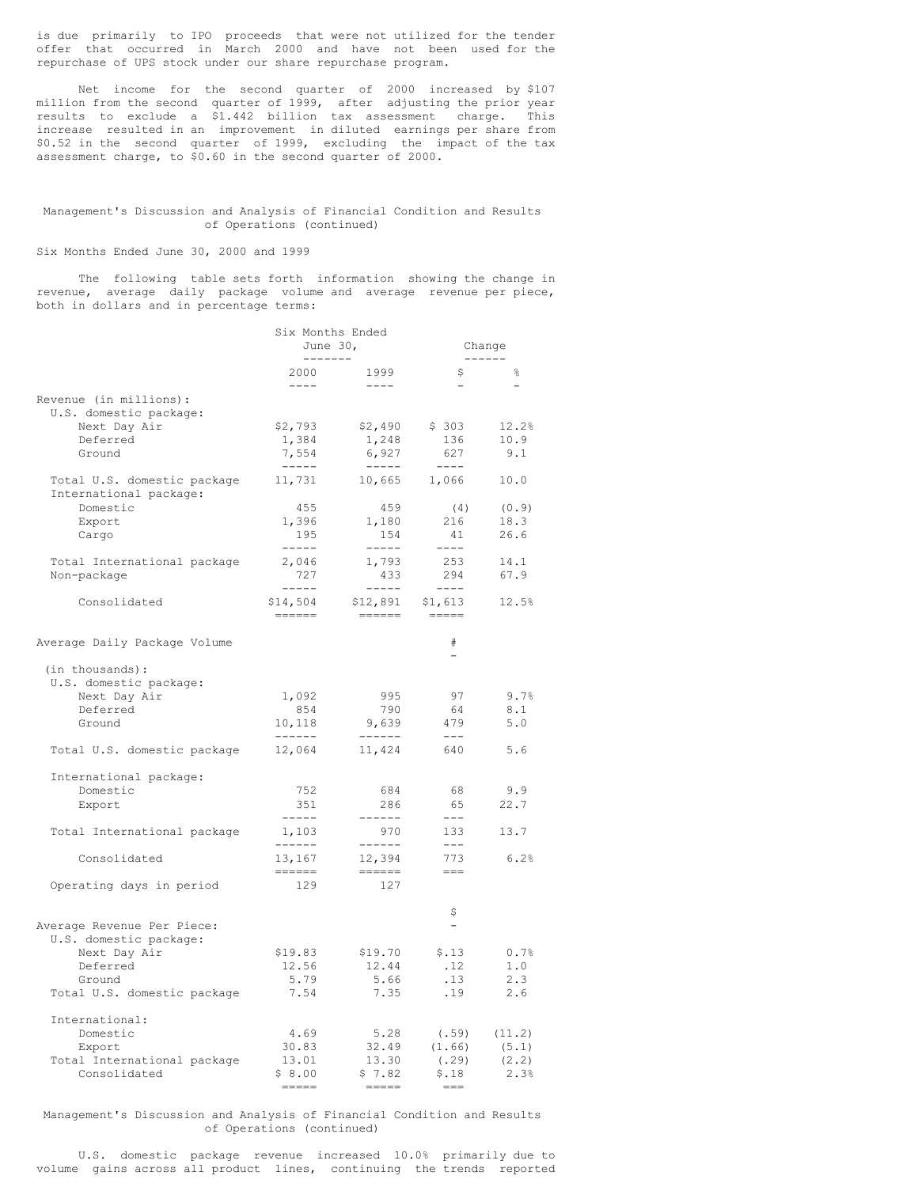is due primarily to IPO proceeds that were not utilized for the tender offer that occurred in March 2000 and have not been used for the repurchase of UPS stock under our share repurchase program.

Net income for the second quarter of 2000 increased by $107 million from the second quarter of 1999, after adjusting the prior year results to exclude a $1.442 billion tax assessment charge. This increase resulted in an improvement in diluted earnings per share from $0.52 in the second quarter of 1999, excluding the impact of the tax assessment charge, to $0.60 in the second quarter of 2000.

## Management's Discussion and Analysis of Financial Condition and Results of Operations (continued)

Six Months Ended June 30, 2000 and 1999

The following table sets forth information showing the change in revenue, average daily package volume and average revenue per piece, both in dollars and in percentage terms:

| | Six Months Ended June 30, | | Change | |
|---|---|---|---|---|
| | 2000 | 1999 | $ | % |
| **Revenue (in millions):** | | | | |
| U.S. domestic package: | | | | |
| Next Day Air | $2,793 | $2,490 | $ 303 | 12.2% |
| Deferred | 1,384 | 1,248 | 136 | 10.9 |
| Ground | 7,554 | 6,927 | 627 | 9.1 |
| Total U.S. domestic package | 11,731 | 10,665 | 1,066 | 10.0 |
| International package: | | | | |
| Domestic | 455 | 459 | (4) | (0.9) |
| Export | 1,396 | 1,180 | 216 | 18.3 |
| Cargo | 195 | 154 | 41 | 26.6 |
| Total International package | 2,046 | 1,793 | 253 | 14.1 |
| Non-package | 727 | 433 | 294 | 67.9 |
| Consolidated | $14,504 | $12,891 | $1,613 | 12.5% |
| | | | # | |
| **Average Daily Package Volume (in thousands):** | | | | |
| U.S. domestic package: | | | | |
| Next Day Air | 1,092 | 995 | 97 | 9.7% |
| Deferred | 854 | 790 | 64 | 8.1 |
| Ground | 10,118 | 9,639 | 479 | 5.0 |
| Total U.S. domestic package | 12,064 | 11,424 | 640 | 5.6 |
| International package: | | | | |
| Domestic | 752 | 684 | 68 | 9.9 |
| Export | 351 | 286 | 65 | 22.7 |
| Total International package | 1,103 | 970 | 133 | 13.7 |
| Consolidated | 13,167 | 12,394 | 773 | 6.2% |
| Operating days in period | 129 | 127 | | |
| | | | $ | |
| **Average Revenue Per Piece:** | | | | |
| U.S. domestic package: | | | | |
| Next Day Air | $19.83 | $19.70 | $.13 | 0.7% |
| Deferred | 12.56 | 12.44 | .12 | 1.0 |
| Ground | 5.79 | 5.66 | .13 | 2.3 |
| Total U.S. domestic package | 7.54 | 7.35 | .19 | 2.6 |
| International: | | | | |
| Domestic | 4.69 | 5.28 | (.59) | (11.2) |
| Export | 30.83 | 32.49 | (1.66) | (5.1) |
| Total International package | 13.01 | 13.30 | (.29) | (2.2) |
| Consolidated | $ 8.00 | $ 7.82 | $.18 | 2.3% |

## Management's Discussion and Analysis of Financial Condition and Results of Operations (continued)

U.S. domestic package revenue increased 10.0% primarily due to volume gains across all product lines, continuing the trends reported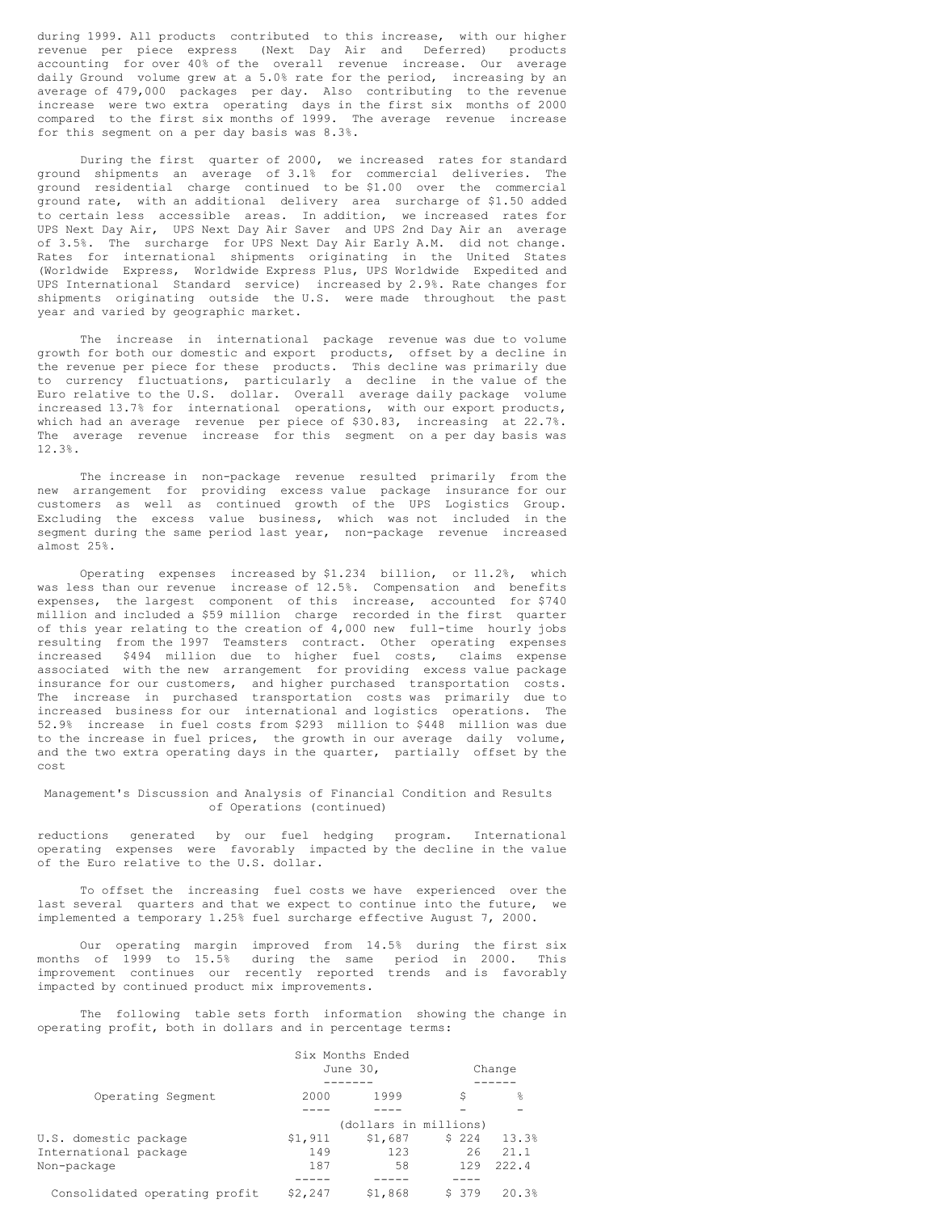during 1999. All products contributed to this increase, with our higher revenue per piece express (Next Day Air and Deferred) products accounting for over 40% of the overall revenue increase. Our average daily Ground volume grew at a 5.0% rate for the period, increasing by an average of 479,000 packages per day. Also contributing to the revenue increase were two extra operating days in the first six months of 2000 compared to the first six months of 1999. The average revenue increase for this segment on a per day basis was 8.3%.

During the first quarter of 2000, we increased rates for standard ground shipments an average of 3.1% for commercial deliveries. The ground residential charge continued to be $1.00 over the commercial ground rate, with an additional delivery area surcharge of $1.50 added to certain less accessible areas. In addition, we increased rates for UPS Next Day Air, UPS Next Day Air Saver and UPS 2nd Day Air an average of 3.5%. The surcharge for UPS Next Day Air Early A.M. did not change. Rates for international shipments originating in the United States (Worldwide Express, Worldwide Express Plus, UPS Worldwide Expedited and UPS International Standard service) increased by 2.9%. Rate changes for shipments originating outside the U.S. were made throughout the past year and varied by geographic market.

The increase in international package revenue was due to volume growth for both our domestic and export products, offset by a decline in the revenue per piece for these products. This decline was primarily due to currency fluctuations, particularly a decline in the value of the Euro relative to the U.S. dollar. Overall average daily package volume increased 13.7% for international operations, with our export products, which had an average revenue per piece of $30.83, increasing at 22.7%. The average revenue increase for this segment on a per day basis was 12.3%.

The increase in non-package revenue resulted primarily from the new arrangement for providing excess value package insurance for our customers as well as continued growth of the UPS Logistics Group. Excluding the excess value business, which was not included in the segment during the same period last year, non-package revenue increased almost 25%.

Operating expenses increased by $1.234 billion, or 11.2%, which was less than our revenue increase of 12.5%. Compensation and benefits expenses, the largest component of this increase, accounted for $740 million and included a $59 million charge recorded in the first quarter of this year relating to the creation of 4,000 new full-time hourly jobs resulting from the 1997 Teamsters contract. Other operating expenses increased $494 million due to higher fuel costs, claims expense associated with the new arrangement for providing excess value package insurance for our customers, and higher purchased transportation costs. The increase in purchased transportation costs was primarily due to increased business for our international and logistics operations. The 52.9% increase in fuel costs from $293 million to $448 million was due to the increase in fuel prices, the growth in our average daily volume, and the two extra operating days in the quarter, partially offset by the cost reductions generated by our fuel hedging program. International operating expenses were favorably impacted by the decline in the value of the Euro relative to the U.S. dollar.

To offset the increasing fuel costs we have experienced over the last several quarters and that we expect to continue into the future, we implemented a temporary 1.25% fuel surcharge effective August 7, 2000.

Our operating margin improved from 14.5% during the first six months of 1999 to 15.5% during the same period in 2000. This improvement continues our recently reported trends and is favorably impacted by continued product mix improvements.

The following table sets forth information showing the change in operating profit, both in dollars and in percentage terms:

| Operating Segment | Six Months Ended June 30, 2000 | 1999 | Change $ | % |
|---|---|---|---|---|
| | (dollars in millions) | | | |
| U.S. domestic package | $1,911 | $1,687 | $ 224 | 13.3% |
| International package | 149 | 123 | 26 | 21.1 |
| Non-package | 187 | 58 | 129 | 222.4 |
| Consolidated operating profit | $2,247 | $1,868 | $ 379 | 20.3% |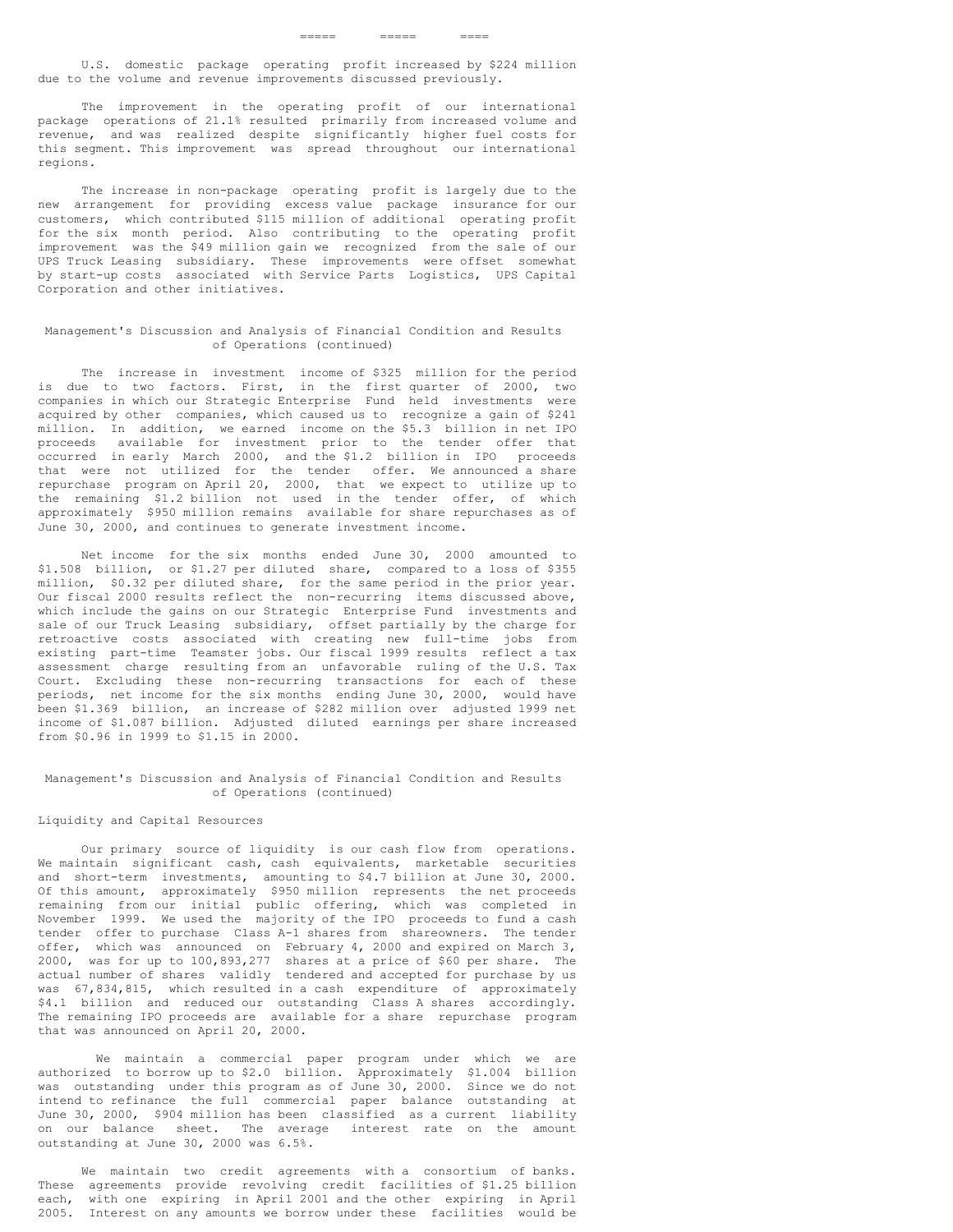U.S. domestic package operating profit increased by $224 million due to the volume and revenue improvements discussed previously.

The improvement in the operating profit of our international package operations of 21.1% resulted primarily from increased volume and revenue, and was realized despite significantly higher fuel costs for this segment. This improvement was spread throughout our international regions.

The increase in non-package operating profit is largely due to the new arrangement for providing excess value package insurance for our customers, which contributed $115 million of additional operating profit for the six month period. Also contributing to the operating profit improvement was the $49 million gain we recognized from the sale of our UPS Truck Leasing subsidiary. These improvements were offset somewhat by start-up costs associated with Service Parts Logistics, UPS Capital Corporation and other initiatives.

## Management's Discussion and Analysis of Financial Condition and Results of Operations (continued)

The increase in investment income of $325 million for the period is due to two factors. First, in the first quarter of 2000, two companies in which our Strategic Enterprise Fund held investments were acquired by other companies, which caused us to recognize a gain of $241 million. In addition, we earned income on the $5.3 billion in net IPO proceeds available for investment prior to the tender offer that occurred in early March 2000, and the $1.2 billion in IPO proceeds that were not utilized for the tender offer. We announced a share repurchase program on April 20, 2000, that we expect to utilize up to the remaining $1.2 billion not used in the tender offer, of which approximately $950 million remains available for share repurchases as of June 30, 2000, and continues to generate investment income.

Net income for the six months ended June 30, 2000 amounted to $1.508 billion, or $1.27 per diluted share, compared to a loss of $355 million, $0.32 per diluted share, for the same period in the prior year. Our fiscal 2000 results reflect the non-recurring items discussed above, which include the gains on our Strategic Enterprise Fund investments and sale of our Truck Leasing subsidiary, offset partially by the charge for retroactive costs associated with creating new full-time jobs from existing part-time Teamster jobs. Our fiscal 1999 results reflect a tax assessment charge resulting from an unfavorable ruling of the U.S. Tax Court. Excluding these non-recurring transactions for each of these periods, net income for the six months ending June 30, 2000, would have been $1.369 billion, an increase of $282 million over adjusted 1999 net income of $1.087 billion. Adjusted diluted earnings per share increased from $0.96 in 1999 to $1.15 in 2000.

## Management's Discussion and Analysis of Financial Condition and Results of Operations (continued)

### Liquidity and Capital Resources

Our primary source of liquidity is our cash flow from operations. We maintain significant cash, cash equivalents, marketable securities and short-term investments, amounting to $4.7 billion at June 30, 2000. Of this amount, approximately $950 million represents the net proceeds remaining from our initial public offering, which was completed in November 1999. We used the majority of the IPO proceeds to fund a cash tender offer to purchase Class A-1 shares from shareowners. The tender offer, which was announced on February 4, 2000 and expired on March 3, 2000, was for up to 100,893,277 shares at a price of $60 per share. The actual number of shares validly tendered and accepted for purchase by us was 67,834,815, which resulted in a cash expenditure of approximately $4.1 billion and reduced our outstanding Class A shares accordingly. The remaining IPO proceeds are available for a share repurchase program that was announced on April 20, 2000.

We maintain a commercial paper program under which we are authorized to borrow up to $2.0 billion. Approximately $1.004 billion was outstanding under this program as of June 30, 2000. Since we do not intend to refinance the full commercial paper balance outstanding at June 30, 2000, $904 million has been classified as a current liability on our balance sheet. The average interest rate on the amount outstanding at June 30, 2000 was 6.5%.

We maintain two credit agreements with a consortium of banks. These agreements provide revolving credit facilities of $1.25 billion each, with one expiring in April 2001 and the other expiring in April 2005. Interest on any amounts we borrow under these facilities would be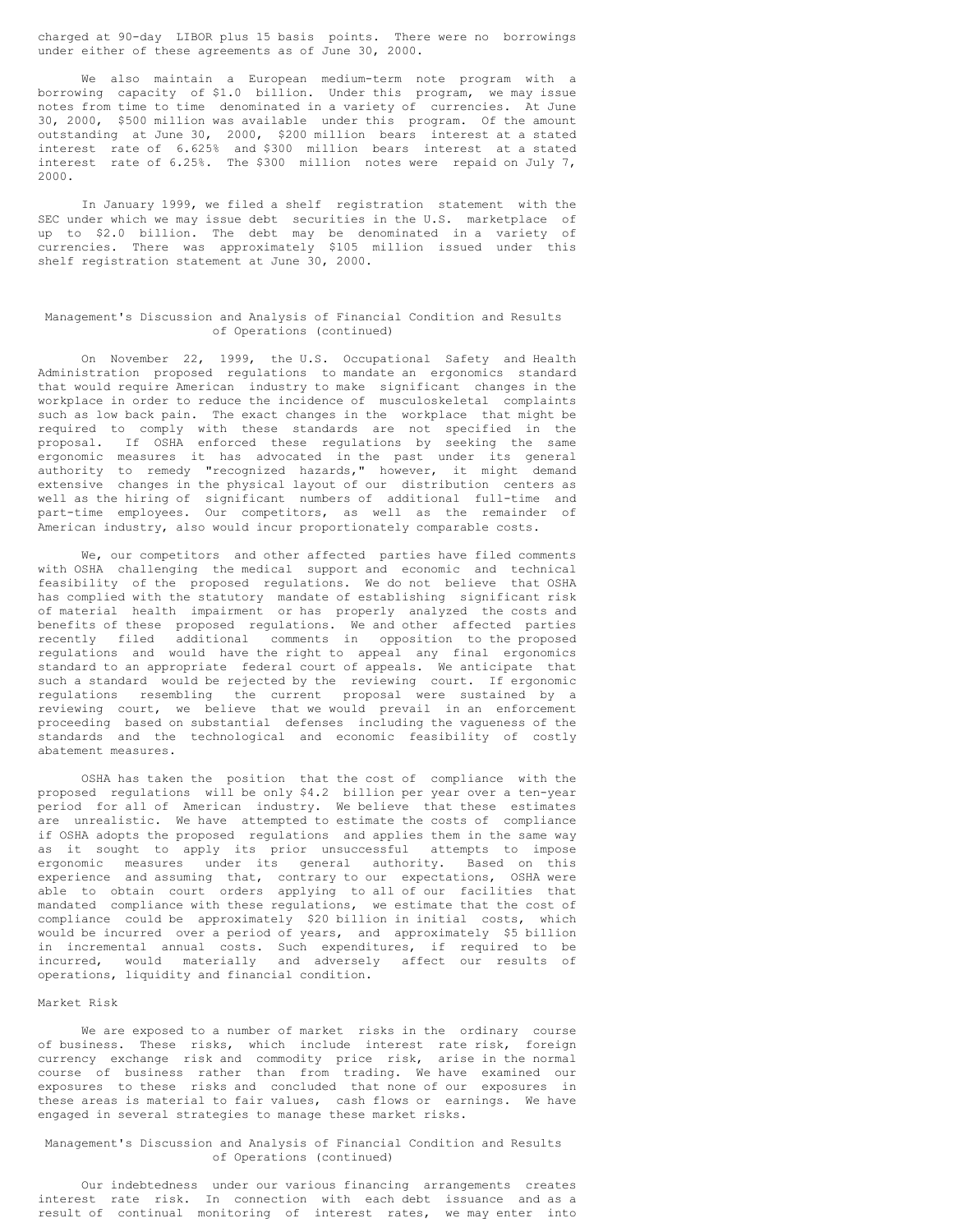charged at 90-day LIBOR plus 15 basis points. There were no borrowings under either of these agreements as of June 30, 2000.

We also maintain a European medium-term note program with a borrowing capacity of $1.0 billion. Under this program, we may issue notes from time to time denominated in a variety of currencies. At June 30, 2000, $500 million was available under this program. Of the amount outstanding at June 30, 2000, $200 million bears interest at a stated interest rate of 6.625% and $300 million bears interest at a stated interest rate of 6.25%. The $300 million notes were repaid on July 7, 2000.

In January 1999, we filed a shelf registration statement with the SEC under which we may issue debt securities in the U.S. marketplace of up to $2.0 billion. The debt may be denominated in a variety of currencies. There was approximately $105 million issued under this shelf registration statement at June 30, 2000.

## Management's Discussion and Analysis of Financial Condition and Results of Operations (continued)

On November 22, 1999, the U.S. Occupational Safety and Health Administration proposed regulations to mandate an ergonomics standard that would require American industry to make significant changes in the workplace in order to reduce the incidence of musculoskeletal complaints such as low back pain. The exact changes in the workplace that might be required to comply with these standards are not specified in the proposal. If OSHA enforced these regulations by seeking the same ergonomic measures it has advocated in the past under its general authority to remedy "recognized hazards," however, it might demand extensive changes in the physical layout of our distribution centers as well as the hiring of significant numbers of additional full-time and part-time employees. Our competitors, as well as the remainder of American industry, also would incur proportionately comparable costs.

We, our competitors and other affected parties have filed comments with OSHA challenging the medical support and economic and technical feasibility of the proposed regulations. We do not believe that OSHA has complied with the statutory mandate of establishing significant risk of material health impairment or has properly analyzed the costs and benefits of these proposed regulations. We and other affected parties recently filed additional comments in opposition to the proposed regulations and would have the right to appeal any final ergonomics standard to an appropriate federal court of appeals. We anticipate that such a standard would be rejected by the reviewing court. If ergonomic regulations resembling the current proposal were sustained by a reviewing court, we believe that we would prevail in an enforcement proceeding based on substantial defenses including the vagueness of the standards and the technological and economic feasibility of costly abatement measures.

OSHA has taken the position that the cost of compliance with the proposed regulations will be only $4.2 billion per year over a ten-year period for all of American industry. We believe that these estimates are unrealistic. We have attempted to estimate the costs of compliance if OSHA adopts the proposed regulations and applies them in the same way as it sought to apply its prior unsuccessful attempts to impose ergonomic measures under its general authority. Based on this experience and assuming that, contrary to our expectations, OSHA were able to obtain court orders applying to all of our facilities that mandated compliance with these regulations, we estimate that the cost of compliance could be approximately $20 billion in initial costs, which would be incurred over a period of years, and approximately $5 billion in incremental annual costs. Such expenditures, if required to be incurred, would materially and adversely affect our results of operations, liquidity and financial condition.

### Market Risk

We are exposed to a number of market risks in the ordinary course of business. These risks, which include interest rate risk, foreign currency exchange risk and commodity price risk, arise in the normal course of business rather than from trading. We have examined our exposures to these risks and concluded that none of our exposures in these areas is material to fair values, cash flows or earnings. We have engaged in several strategies to manage these market risks.

## Management's Discussion and Analysis of Financial Condition and Results of Operations (continued)

Our indebtedness under our various financing arrangements creates interest rate risk. In connection with each debt issuance and as a result of continual monitoring of interest rates, we may enter into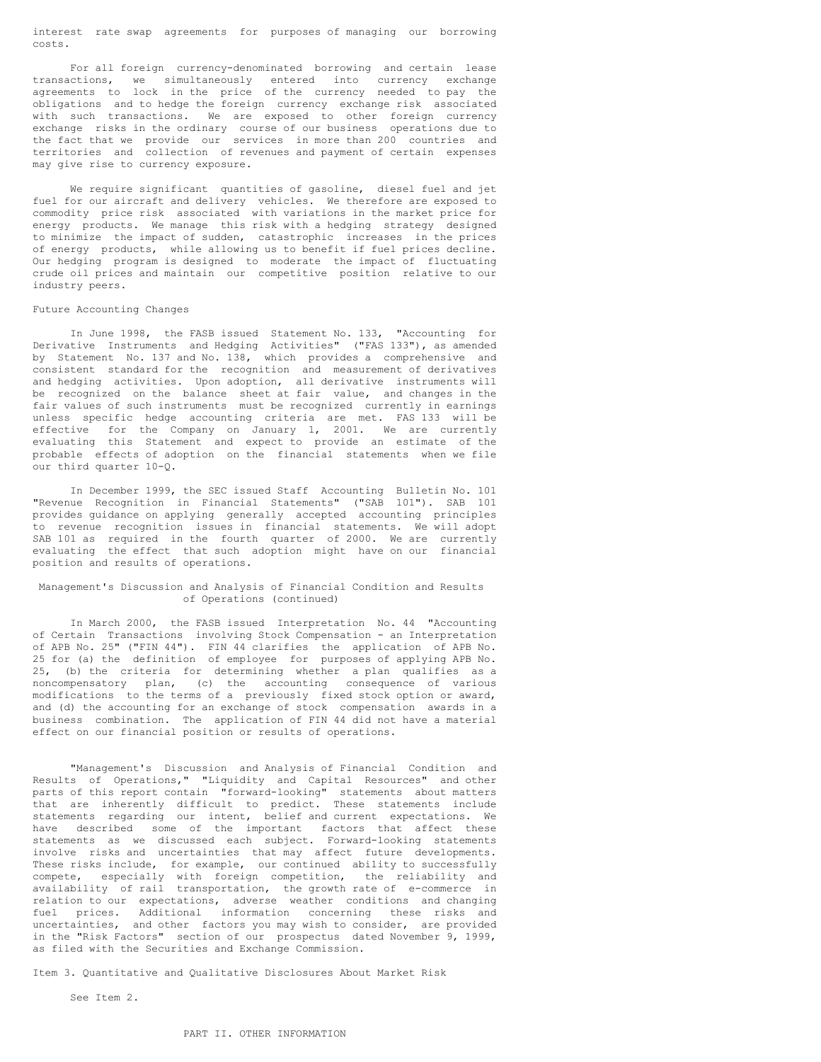interest rate swap agreements for purposes of managing our borrowing costs.

For all foreign currency-denominated borrowing and certain lease transactions, we simultaneously entered into currency exchange agreements to lock in the price of the currency needed to pay the obligations and to hedge the foreign currency exchange risk associated with such transactions. We are exposed to other foreign currency exchange risks in the ordinary course of our business operations due to the fact that we provide our services in more than 200 countries and territories and collection of revenues and payment of certain expenses may give rise to currency exposure.

We require significant quantities of gasoline, diesel fuel and jet fuel for our aircraft and delivery vehicles. We therefore are exposed to commodity price risk associated with variations in the market price for energy products. We manage this risk with a hedging strategy designed to minimize the impact of sudden, catastrophic increases in the prices of energy products, while allowing us to benefit if fuel prices decline. Our hedging program is designed to moderate the impact of fluctuating crude oil prices and maintain our competitive position relative to our industry peers.

## Future Accounting Changes

In June 1998, the FASB issued Statement No. 133, "Accounting for Derivative Instruments and Hedging Activities" ("FAS 133"), as amended by Statement No. 137 and No. 138, which provides a comprehensive and consistent standard for the recognition and measurement of derivatives and hedging activities. Upon adoption, all derivative instruments will be recognized on the balance sheet at fair value, and changes in the fair values of such instruments must be recognized currently in earnings unless specific hedge accounting criteria are met. FAS 133 will be effective for the Company on January 1, 2001. We are currently evaluating this Statement and expect to provide an estimate of the probable effects of adoption on the financial statements when we file our third quarter 10-Q.

In December 1999, the SEC issued Staff Accounting Bulletin No. 101 "Revenue Recognition in Financial Statements" ("SAB 101"). SAB 101 provides guidance on applying generally accepted accounting principles to revenue recognition issues in financial statements. We will adopt SAB 101 as required in the fourth quarter of 2000. We are currently evaluating the effect that such adoption might have on our financial position and results of operations.

## Management's Discussion and Analysis of Financial Condition and Results of Operations (continued)

In March 2000, the FASB issued Interpretation No. 44 "Accounting of Certain Transactions involving Stock Compensation - an Interpretation of APB No. 25" ("FIN 44"). FIN 44 clarifies the application of APB No. 25 for (a) the definition of employee for purposes of applying APB No. 25, (b) the criteria for determining whether a plan qualifies as a noncompensatory plan, (c) the accounting consequence of various modifications to the terms of a previously fixed stock option or award, and (d) the accounting for an exchange of stock compensation awards in a business combination. The application of FIN 44 did not have a material effect on our financial position or results of operations.

"Management's Discussion and Analysis of Financial Condition and Results of Operations," "Liquidity and Capital Resources" and other parts of this report contain "forward-looking" statements about matters that are inherently difficult to predict. These statements include statements regarding our intent, belief and current expectations. We have described some of the important factors that affect these statements as we discussed each subject. Forward-looking statements involve risks and uncertainties that may affect future developments. These risks include, for example, our continued ability to successfully compete, especially with foreign competition, the reliability and availability of rail transportation, the growth rate of e-commerce in relation to our expectations, adverse weather conditions and changing fuel prices. Additional information concerning these risks and uncertainties, and other factors you may wish to consider, are provided in the "Risk Factors" section of our prospectus dated November 9, 1999, as filed with the Securities and Exchange Commission.

## Item 3. Quantitative and Qualitative Disclosures About Market Risk

See Item 2.

# PART II. OTHER INFORMATION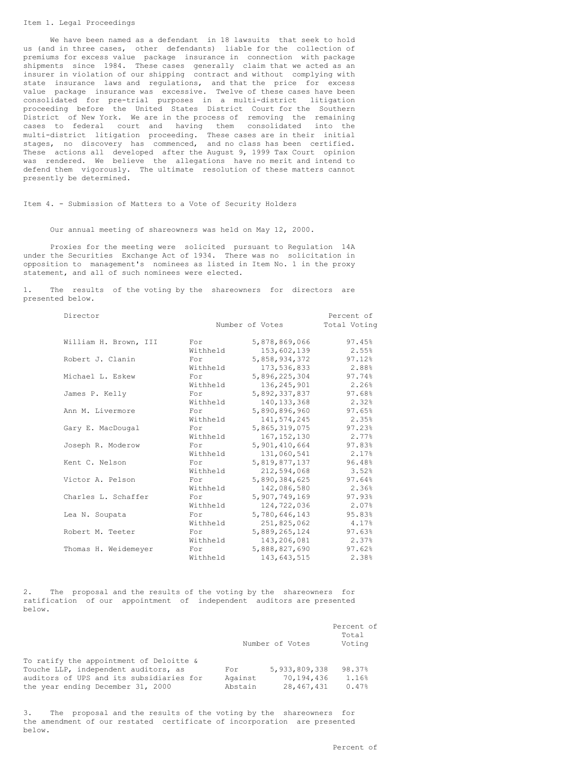Item 1. Legal Proceedings

We have been named as a defendant in 18 lawsuits that seek to hold us (and in three cases, other defendants) liable for the collection of premiums for excess value package insurance in connection with package shipments since 1984. These cases generally claim that we acted as an insurer in violation of our shipping contract and without complying with state insurance laws and regulations, and that the price for excess value package insurance was excessive. Twelve of these cases have been consolidated for pre-trial purposes in a multi-district litigation proceeding before the United States District Court for the Southern District of New York. We are in the process of removing the remaining cases to federal court and having them consolidated into the multi-district litigation proceeding. These cases are in their initial stages, no discovery has commenced, and no class has been certified. These actions all developed after the August 9, 1999 Tax Court opinion was rendered. We believe the allegations have no merit and intend to defend them vigorously. The ultimate resolution of these matters cannot presently be determined.

Item 4. - Submission of Matters to a Vote of Security Holders

Our annual meeting of shareowners was held on May 12, 2000.

Proxies for the meeting were solicited pursuant to Regulation 14A under the Securities Exchange Act of 1934. There was no solicitation in opposition to management's nominees as listed in Item No. 1 in the proxy statement, and all of such nominees were elected.

1. The results of the voting by the shareowners for directors are presented below.

| Director | | Number of Votes | Percent of Total Voting |
|---|---|---|---|
| William H. Brown, III | For | 5,878,869,066 | 97.45% |
| | Withheld | 153,602,139 | 2.55% |
| Robert J. Clanin | For | 5,858,934,372 | 97.12% |
| | Withheld | 173,536,833 | 2.88% |
| Michael L. Eskew | For | 5,896,225,304 | 97.74% |
| | Withheld | 136,245,901 | 2.26% |
| James P. Kelly | For | 5,892,337,837 | 97.68% |
| | Withheld | 140,133,368 | 2.32% |
| Ann M. Livermore | For | 5,890,896,960 | 97.65% |
| | Withheld | 141,574,245 | 2.35% |
| Gary E. MacDougal | For | 5,865,319,075 | 97.23% |
| | Withheld | 167,152,130 | 2.77% |
| Joseph R. Moderow | For | 5,901,410,664 | 97.83% |
| | Withheld | 131,060,541 | 2.17% |
| Kent C. Nelson | For | 5,819,877,137 | 96.48% |
| | Withheld | 212,594,068 | 3.52% |
| Victor A. Pelson | For | 5,890,384,625 | 97.64% |
| | Withheld | 142,086,580 | 2.36% |
| Charles L. Schaffer | For | 5,907,749,169 | 97.93% |
| | Withheld | 124,722,036 | 2.07% |
| Lea N. Soupata | For | 5,780,646,143 | 95.83% |
| | Withheld | 251,825,062 | 4.17% |
| Robert M. Teeter | For | 5,889,265,124 | 97.63% |
| | Withheld | 143,206,081 | 2.37% |
| Thomas H. Weidemeyer | For | 5,888,827,690 | 97.62% |
| | Withheld | 143,643,515 | 2.38% |

2. The proposal and the results of the voting by the shareowners for ratification of our appointment of independent auditors are presented below.

| | | Number of Votes | Percent of Total Voting |
|---|---|---|---|
| To ratify the appointment of Deloitte & Touche LLP, independent auditors, as auditors of UPS and its subsidiaries for the year ending December 31, 2000 | For | 5,933,809,338 | 98.37% |
| | Against | 70,194,436 | 1.16% |
| | Abstain | 28,467,431 | 0.47% |

3. The proposal and the results of the voting by the shareowners for the amendment of our restated certificate of incorporation are presented below.

Percent of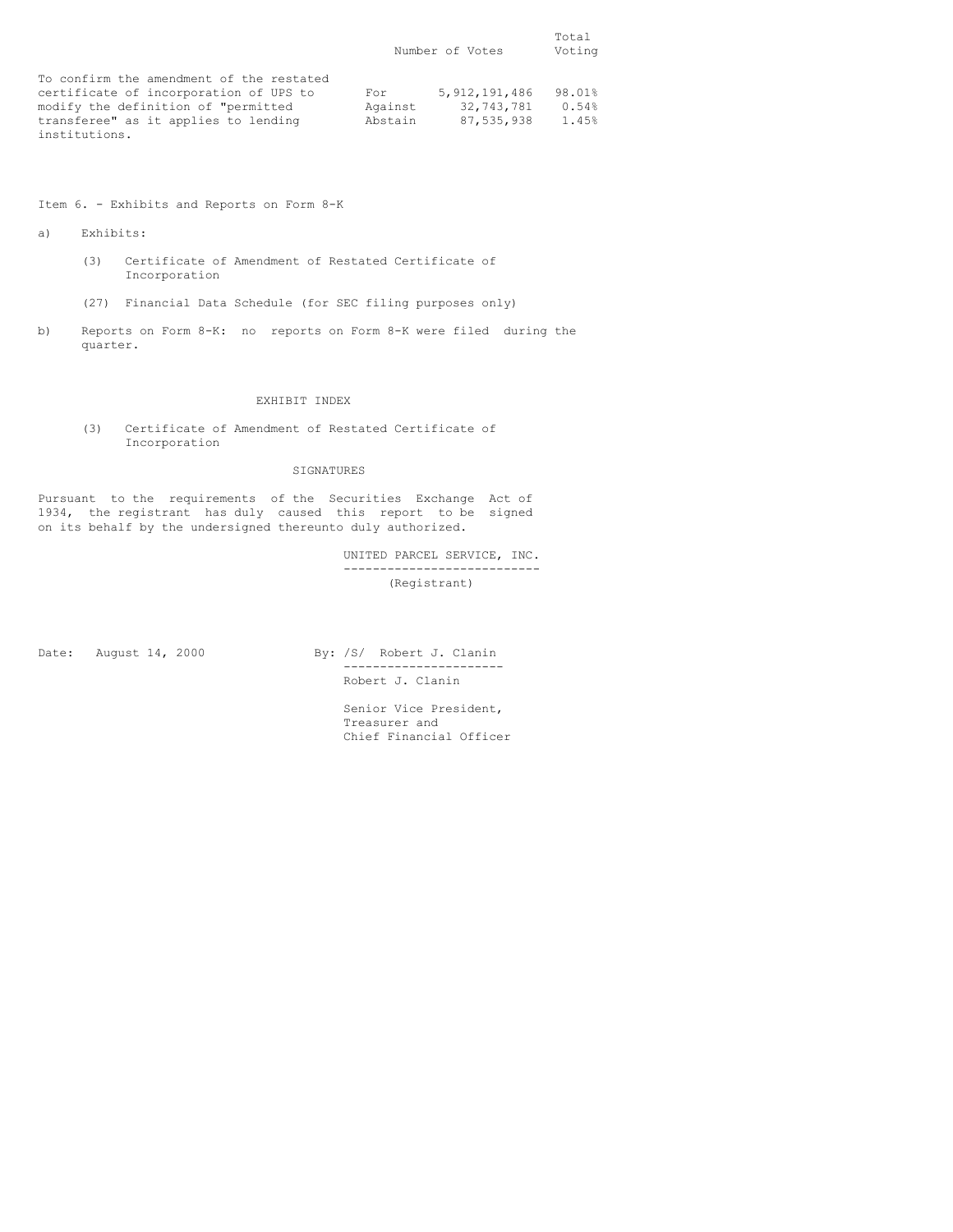| | | Number of Votes | Total Voting |
|---|---|---|---|
| To confirm the amendment of the restated certificate of incorporation of UPS to modify the definition of "permitted transferee" as it applies to lending institutions. | For | 5,912,191,486 | 98.01% |
| | Against | 32,743,781 | 0.54% |
| | Abstain | 87,535,938 | 1.45% |

Item 6. - Exhibits and Reports on Form 8-K

a) Exhibits:

(3) Certificate of Amendment of Restated Certificate of Incorporation

(27) Financial Data Schedule (for SEC filing purposes only)

b) Reports on Form 8-K: no reports on Form 8-K were filed during the quarter.

EXHIBIT INDEX

(3) Certificate of Amendment of Restated Certificate of Incorporation

SIGNATURES

Pursuant to the requirements of the Securities Exchange Act of 1934, the registrant has duly caused this report to be signed on its behalf by the undersigned thereunto duly authorized.

UNITED PARCEL SERVICE, INC.
(Registrant)

Date: August 14, 2000

By: /S/ Robert J. Clanin

Robert J. Clanin

Senior Vice President,
Treasurer and
Chief Financial Officer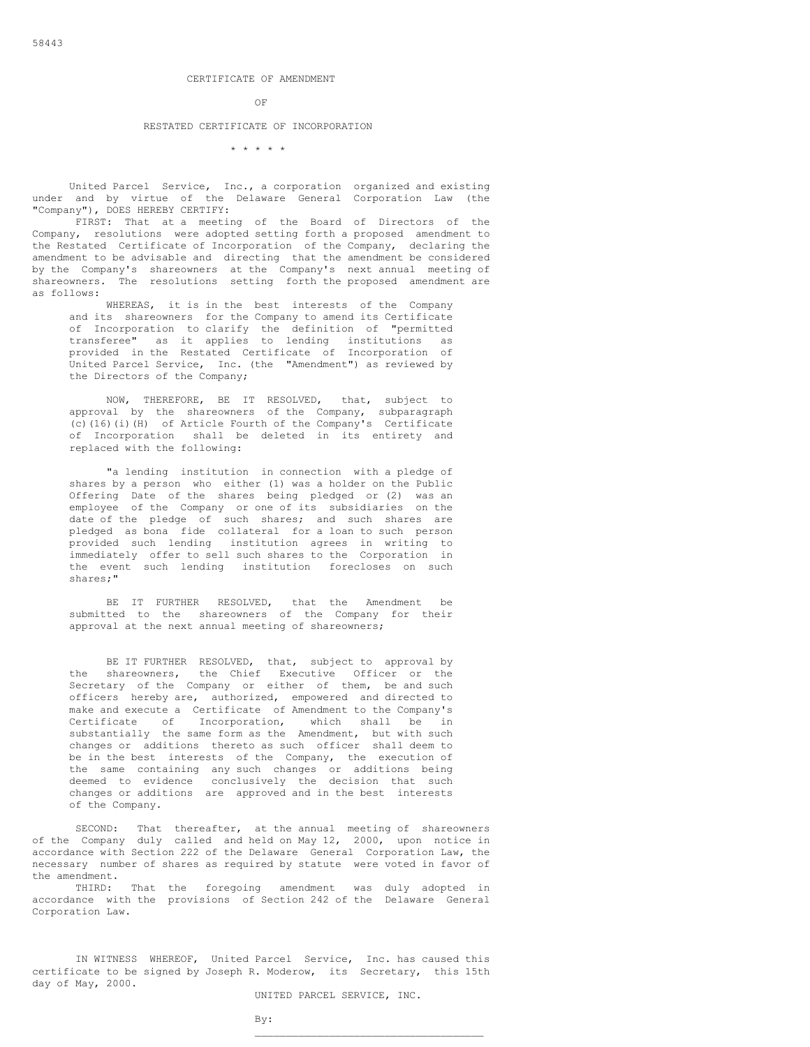58443

# CERTIFICATE OF AMENDMENT

OF

# RESTATED CERTIFICATE OF INCORPORATION

\* \* \* \* \*

United Parcel Service, Inc., a corporation organized and existing under and by virtue of the Delaware General Corporation Law (the "Company"), DOES HEREBY CERTIFY:

FIRST: That at a meeting of the Board of Directors of the Company, resolutions were adopted setting forth a proposed amendment to the Restated Certificate of Incorporation of the Company, declaring the amendment to be advisable and directing that the amendment be considered by the Company's shareowners at the Company's next annual meeting of shareowners. The resolutions setting forth the proposed amendment are as follows:

> WHEREAS, it is in the best interests of the Company and its shareowners for the Company to amend its Certificate of Incorporation to clarify the definition of "permitted transferee" as it applies to lending institutions as provided in the Restated Certificate of Incorporation of United Parcel Service, Inc. (the "Amendment") as reviewed by the Directors of the Company;
>
> NOW, THEREFORE, BE IT RESOLVED, that, subject to approval by the shareowners of the Company, subparagraph (c)(16)(i)(H) of Article Fourth of the Company's Certificate of Incorporation shall be deleted in its entirety and replaced with the following:
>
> "a lending institution in connection with a pledge of shares by a person who either (1) was a holder on the Public Offering Date of the shares being pledged or (2) was an employee of the Company or one of its subsidiaries on the date of the pledge of such shares; and such shares are pledged as bona fide collateral for a loan to such person provided such lending institution agrees in writing to immediately offer to sell such shares to the Corporation in the event such lending institution forecloses on such shares;"
>
> BE IT FURTHER RESOLVED, that the Amendment be submitted to the shareowners of the Company for their approval at the next annual meeting of shareowners;
>
> BE IT FURTHER RESOLVED, that, subject to approval by the shareowners, the Chief Executive Officer or the Secretary of the Company or either of them, be and such officers hereby are, authorized, empowered and directed to make and execute a Certificate of Amendment to the Company's Certificate of Incorporation, which shall be in substantially the same form as the Amendment, but with such changes or additions thereto as such officer shall deem to be in the best interests of the Company, the execution of the same containing any such changes or additions being deemed to evidence conclusively the decision that such changes or additions are approved and in the best interests of the Company.

SECOND: That thereafter, at the annual meeting of shareowners of the Company duly called and held on May 12, 2000, upon notice in accordance with Section 222 of the Delaware General Corporation Law, the necessary number of shares as required by statute were voted in favor of the amendment.

THIRD: That the foregoing amendment was duly adopted in accordance with the provisions of Section 242 of the Delaware General Corporation Law.

IN WITNESS WHEREOF, United Parcel Service, Inc. has caused this certificate to be signed by Joseph R. Moderow, its Secretary, this 15th day of May, 2000.

UNITED PARCEL SERVICE, INC.

By: \_\_\_\_\_\_\_\_\_\_\_\_\_\_\_\_\_\_\_\_\_\_\_\_\_\_\_\_\_\_\_\_\_\_\_\_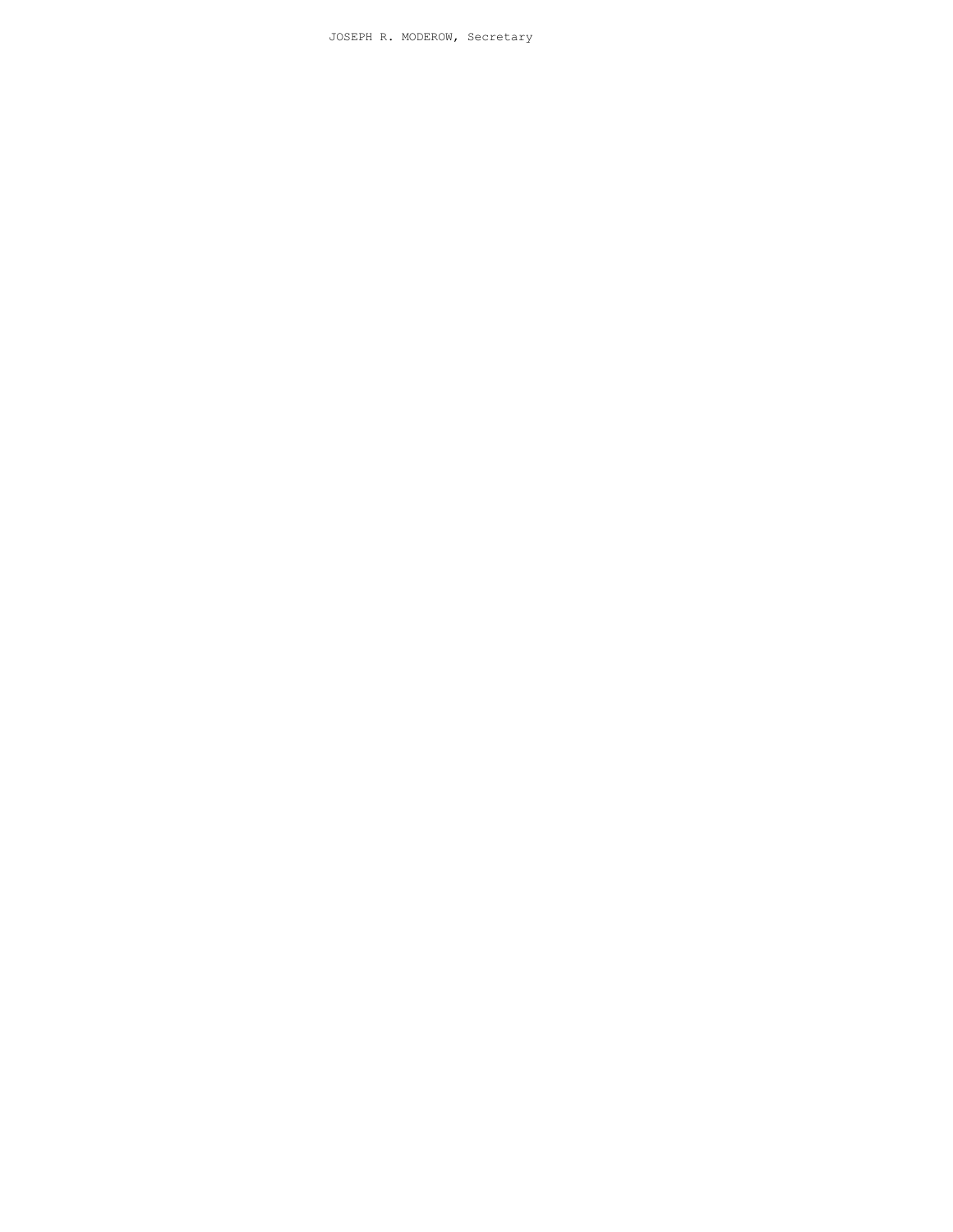JOSEPH R. MODEROW, Secretary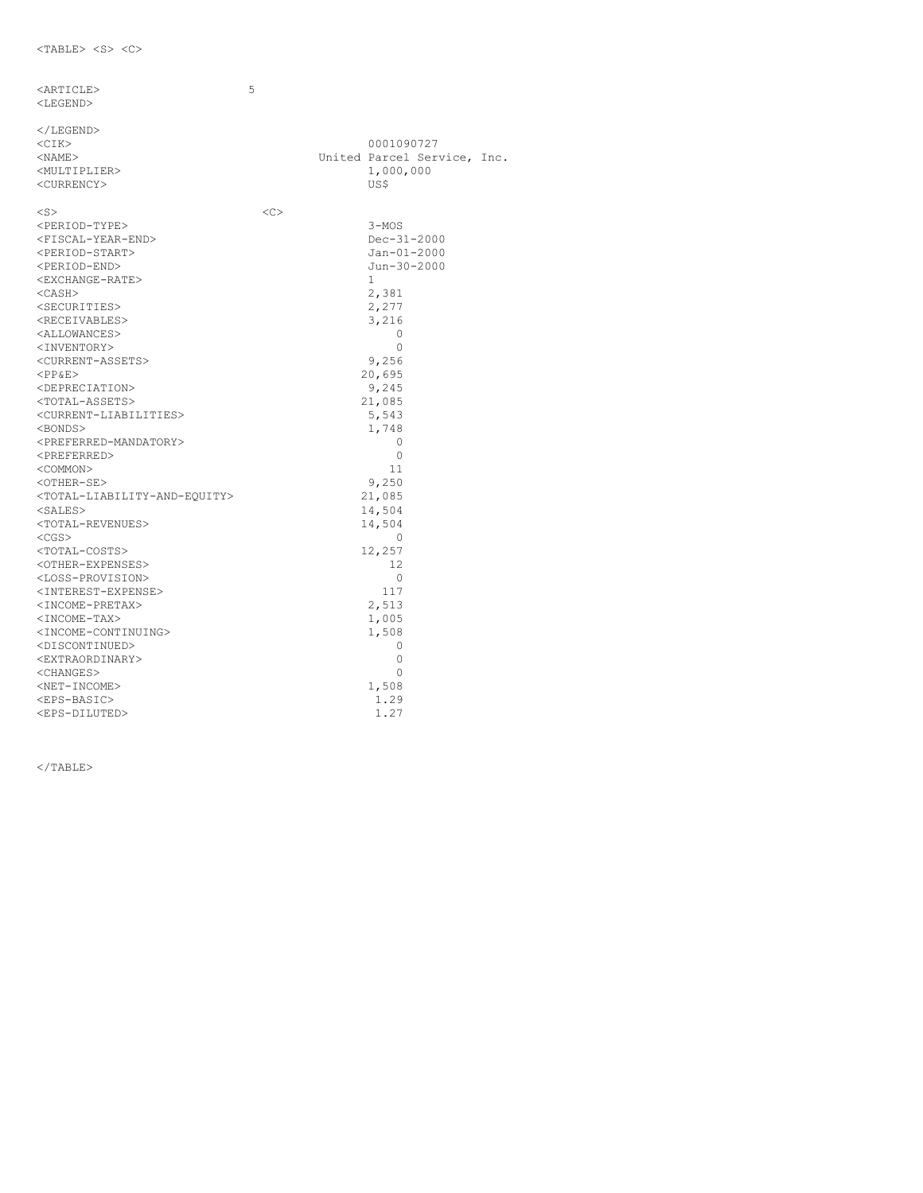```
<TABLE> <S> <C>

<ARTICLE>                     5
<LEGEND>

</LEGEND>
<CIK>                                          0001090727
<NAME>                                  United Parcel Service, Inc.
<MULTIPLIER>                                   1,000,000
<CURRENCY>                                     US$

<S>                             <C>
<PERIOD-TYPE>                                  3-MOS
<FISCAL-YEAR-END>                              Dec-31-2000
<PERIOD-START>                                 Jan-01-2000
<PERIOD-END>                                   Jun-30-2000
<EXCHANGE-RATE>                                1
<CASH>                                         2,381
<SECURITIES>                                   2,277
<RECEIVABLES>                                  3,216
<ALLOWANCES>                                       0
<INVENTORY>                                        0
<CURRENT-ASSETS>                               9,256
<PP&E>                                        20,695
<DEPRECIATION>                                 9,245
<TOTAL-ASSETS>                                21,085
<CURRENT-LIABILITIES>                          5,543
<BONDS>                                        1,748
<PREFERRED-MANDATORY>                              0
<PREFERRED>                                        0
<COMMON>                                          11
<OTHER-SE>                                     9,250
<TOTAL-LIABILITY-AND-EQUITY>                  21,085
<SALES>                                       14,504
<TOTAL-REVENUES>                              14,504
<CGS>                                              0
<TOTAL-COSTS>                                 12,257
<OTHER-EXPENSES>                                  12
<LOSS-PROVISION>                                   0
<INTEREST-EXPENSE>                               117
<INCOME-PRETAX>                                2,513
<INCOME-TAX>                                   1,005
<INCOME-CONTINUING>                            1,508
<DISCONTINUED>                                     0
<EXTRAORDINARY>                                    0
<CHANGES>                                          0
<NET-INCOME>                                   1,508
<EPS-BASIC>                                     1.29
<EPS-DILUTED>                                   1.27


</TABLE>
```